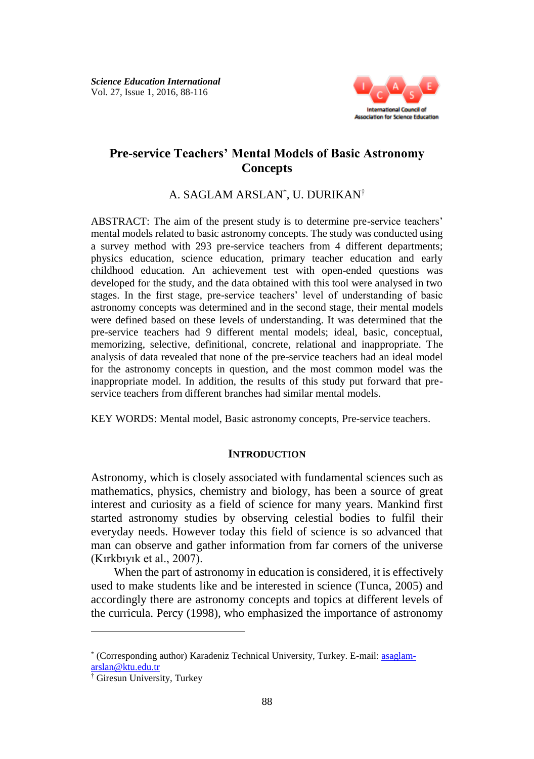*Science Education International*
Vol. 27, Issue 1, 2016, 88-116

# Pre-service Teachers' Mental Models of Basic Astronomy Concepts

A. SAGLAM ARSLAN[*], U. DURIKAN[†]

ABSTRACT: The aim of the present study is to determine pre-service teachers' mental models related to basic astronomy concepts. The study was conducted using a survey method with 293 pre-service teachers from 4 different departments; physics education, science education, primary teacher education and early childhood education. An achievement test with open-ended questions was developed for the study, and the data obtained with this tool were analysed in two stages. In the first stage, pre-service teachers' level of understanding of basic astronomy concepts was determined and in the second stage, their mental models were defined based on these levels of understanding. It was determined that the pre-service teachers had 9 different mental models; ideal, basic, conceptual, memorizing, selective, definitional, concrete, relational and inappropriate. The analysis of data revealed that none of the pre-service teachers had an ideal model for the astronomy concepts in question, and the most common model was the inappropriate model. In addition, the results of this study put forward that pre-service teachers from different branches had similar mental models.

KEY WORDS: Mental model, Basic astronomy concepts, Pre-service teachers.

## INTRODUCTION

Astronomy, which is closely associated with fundamental sciences such as mathematics, physics, chemistry and biology, has been a source of great interest and curiosity as a field of science for many years. Mankind first started astronomy studies by observing celestial bodies to fulfil their everyday needs. However today this field of science is so advanced that man can observe and gather information from far corners of the universe (Kırkbıyık et al., 2007).

When the part of astronomy in education is considered, it is effectively used to make students like and be interested in science (Tunca, 2005) and accordingly there are astronomy concepts and topics at different levels of the curricula. Percy (1998), who emphasized the importance of astronomy

---

[*] (Corresponding author) Karadeniz Technical University, Turkey. E-mail: asaglam-arslan@ktu.edu.tr

[†] Giresun University, Turkey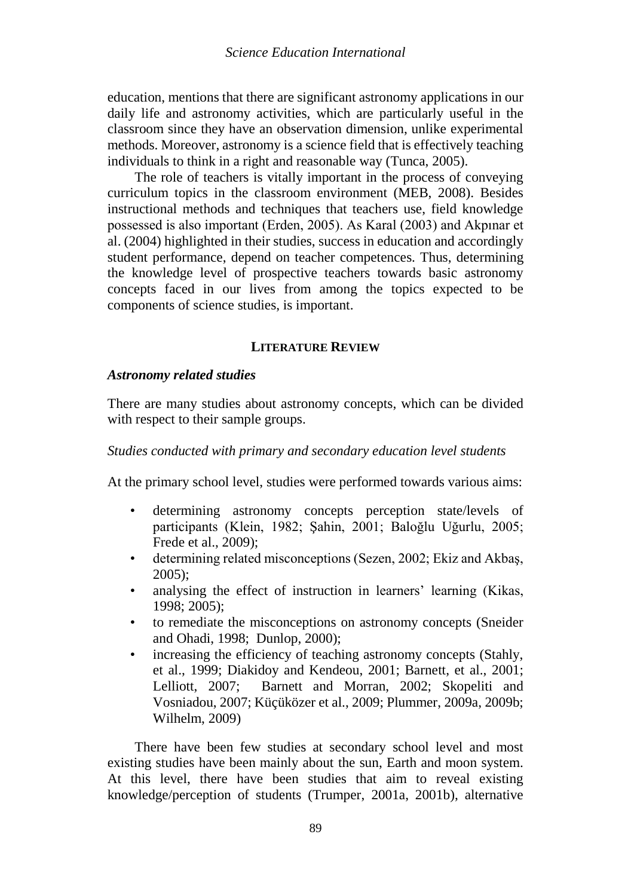education, mentions that there are significant astronomy applications in our daily life and astronomy activities, which are particularly useful in the classroom since they have an observation dimension, unlike experimental methods. Moreover, astronomy is a science field that is effectively teaching individuals to think in a right and reasonable way (Tunca, 2005).

The role of teachers is vitally important in the process of conveying curriculum topics in the classroom environment (MEB, 2008). Besides instructional methods and techniques that teachers use, field knowledge possessed is also important (Erden, 2005). As Karal (2003) and Akpınar et al. (2004) highlighted in their studies, success in education and accordingly student performance, depend on teacher competences. Thus, determining the knowledge level of prospective teachers towards basic astronomy concepts faced in our lives from among the topics expected to be components of science studies, is important.

## LITERATURE REVIEW

### *Astronomy related studies*

There are many studies about astronomy concepts, which can be divided with respect to their sample groups.

*Studies conducted with primary and secondary education level students*

At the primary school level, studies were performed towards various aims:

- determining astronomy concepts perception state/levels of participants (Klein, 1982; Şahin, 2001; Baloğlu Uğurlu, 2005; Frede et al., 2009);
- determining related misconceptions (Sezen, 2002; Ekiz and Akbaş, 2005);
- analysing the effect of instruction in learners' learning (Kikas, 1998; 2005);
- to remediate the misconceptions on astronomy concepts (Sneider and Ohadi, 1998; Dunlop, 2000);
- increasing the efficiency of teaching astronomy concepts (Stahly, et al., 1999; Diakidoy and Kendeou, 2001; Barnett, et al., 2001; Lelliott, 2007; Barnett and Morran, 2002; Skopeliti and Vosniadou, 2007; Küçüközer et al., 2009; Plummer, 2009a, 2009b; Wilhelm, 2009)

There have been few studies at secondary school level and most existing studies have been mainly about the sun, Earth and moon system. At this level, there have been studies that aim to reveal existing knowledge/perception of students (Trumper, 2001a, 2001b), alternative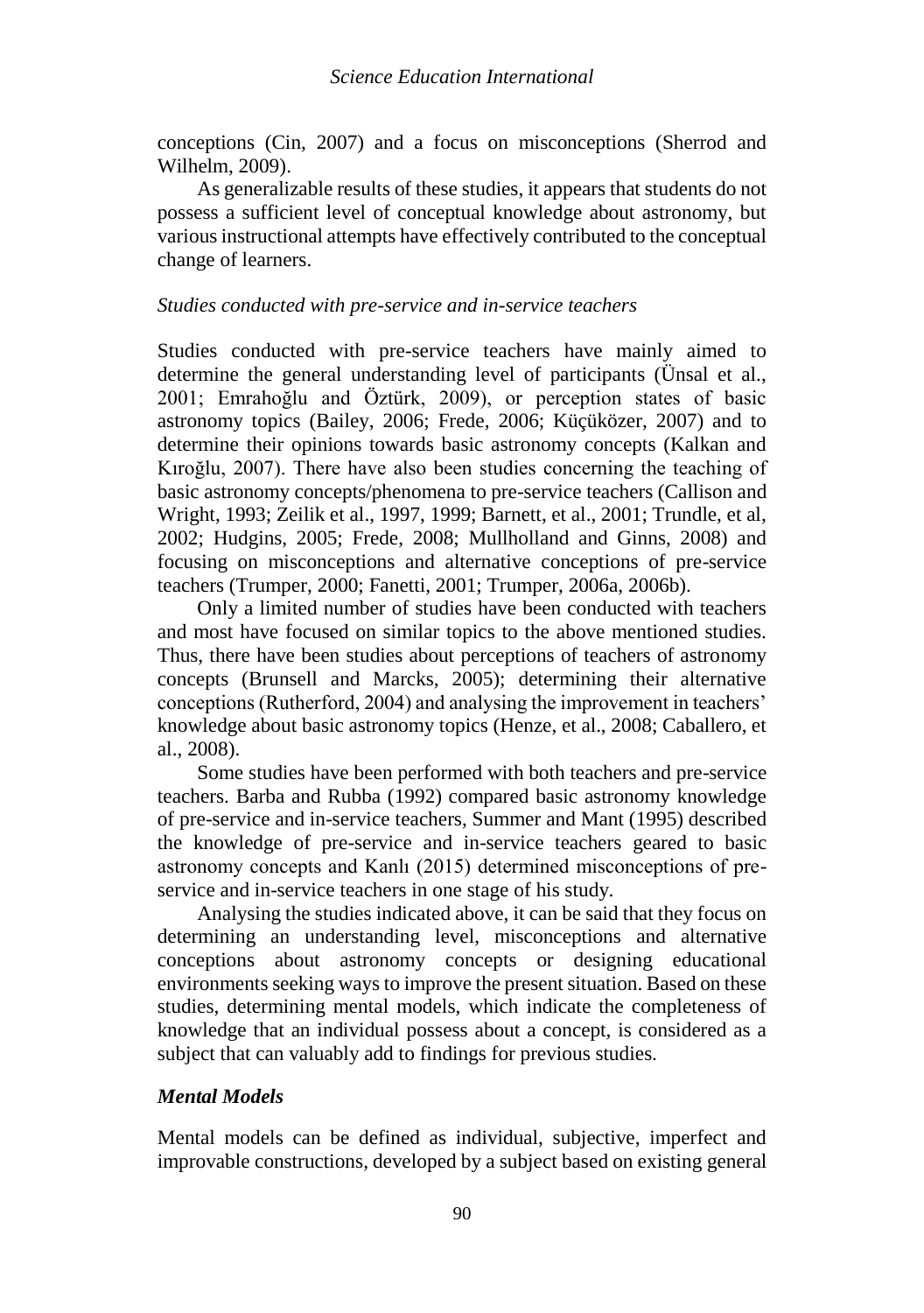conceptions (Cin, 2007) and a focus on misconceptions (Sherrod and Wilhelm, 2009).

As generalizable results of these studies, it appears that students do not possess a sufficient level of conceptual knowledge about astronomy, but various instructional attempts have effectively contributed to the conceptual change of learners.

### *Studies conducted with pre-service and in-service teachers*

Studies conducted with pre-service teachers have mainly aimed to determine the general understanding level of participants (Ünsal et al., 2001; Emrahoğlu and Öztürk, 2009), or perception states of basic astronomy topics (Bailey, 2006; Frede, 2006; Küçüközer, 2007) and to determine their opinions towards basic astronomy concepts (Kalkan and Kıroğlu, 2007). There have also been studies concerning the teaching of basic astronomy concepts/phenomena to pre-service teachers (Callison and Wright, 1993; Zeilik et al., 1997, 1999; Barnett, et al., 2001; Trundle, et al, 2002; Hudgins, 2005; Frede, 2008; Mullholland and Ginns, 2008) and focusing on misconceptions and alternative conceptions of pre-service teachers (Trumper, 2000; Fanetti, 2001; Trumper, 2006a, 2006b).

Only a limited number of studies have been conducted with teachers and most have focused on similar topics to the above mentioned studies. Thus, there have been studies about perceptions of teachers of astronomy concepts (Brunsell and Marcks, 2005); determining their alternative conceptions (Rutherford, 2004) and analysing the improvement in teachers' knowledge about basic astronomy topics (Henze, et al., 2008; Caballero, et al., 2008).

Some studies have been performed with both teachers and pre-service teachers. Barba and Rubba (1992) compared basic astronomy knowledge of pre-service and in-service teachers, Summer and Mant (1995) described the knowledge of pre-service and in-service teachers geared to basic astronomy concepts and Kanlı (2015) determined misconceptions of pre-service and in-service teachers in one stage of his study.

Analysing the studies indicated above, it can be said that they focus on determining an understanding level, misconceptions and alternative conceptions about astronomy concepts or designing educational environments seeking ways to improve the present situation. Based on these studies, determining mental models, which indicate the completeness of knowledge that an individual possess about a concept, is considered as a subject that can valuably add to findings for previous studies.

### ***Mental Models***

Mental models can be defined as individual, subjective, imperfect and improvable constructions, developed by a subject based on existing general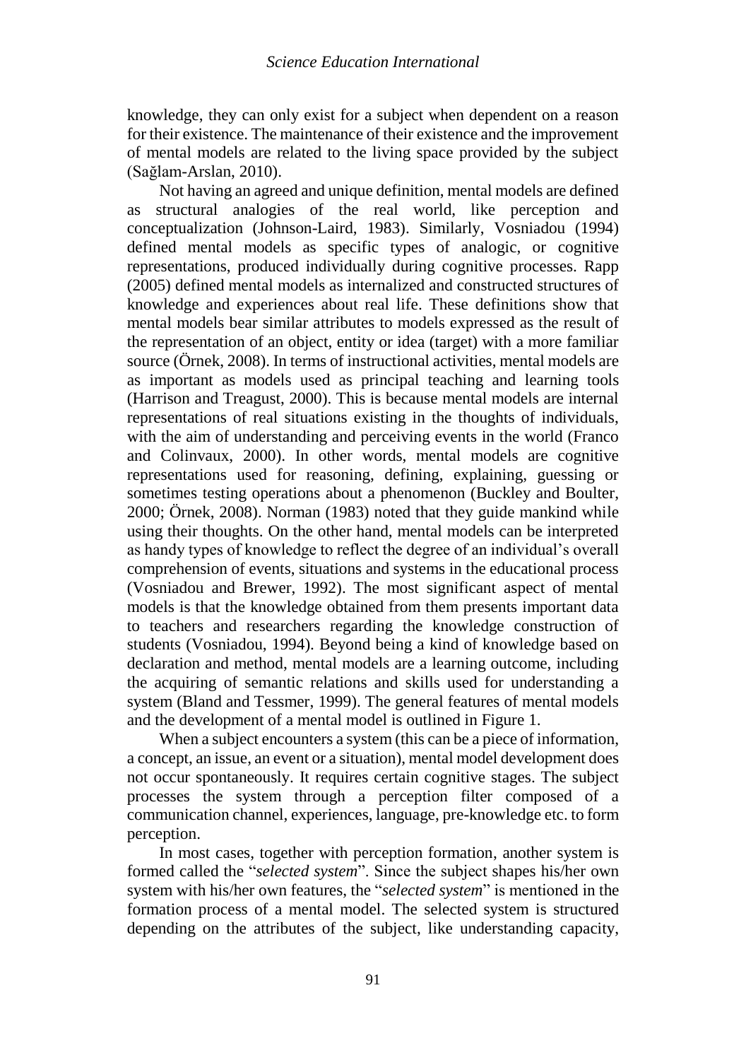knowledge, they can only exist for a subject when dependent on a reason for their existence. The maintenance of their existence and the improvement of mental models are related to the living space provided by the subject (Sağlam-Arslan, 2010).

Not having an agreed and unique definition, mental models are defined as structural analogies of the real world, like perception and conceptualization (Johnson-Laird, 1983). Similarly, Vosniadou (1994) defined mental models as specific types of analogic, or cognitive representations, produced individually during cognitive processes. Rapp (2005) defined mental models as internalized and constructed structures of knowledge and experiences about real life. These definitions show that mental models bear similar attributes to models expressed as the result of the representation of an object, entity or idea (target) with a more familiar source (Örnek, 2008). In terms of instructional activities, mental models are as important as models used as principal teaching and learning tools (Harrison and Treagust, 2000). This is because mental models are internal representations of real situations existing in the thoughts of individuals, with the aim of understanding and perceiving events in the world (Franco and Colinvaux, 2000). In other words, mental models are cognitive representations used for reasoning, defining, explaining, guessing or sometimes testing operations about a phenomenon (Buckley and Boulter, 2000; Örnek, 2008). Norman (1983) noted that they guide mankind while using their thoughts. On the other hand, mental models can be interpreted as handy types of knowledge to reflect the degree of an individual's overall comprehension of events, situations and systems in the educational process (Vosniadou and Brewer, 1992). The most significant aspect of mental models is that the knowledge obtained from them presents important data to teachers and researchers regarding the knowledge construction of students (Vosniadou, 1994). Beyond being a kind of knowledge based on declaration and method, mental models are a learning outcome, including the acquiring of semantic relations and skills used for understanding a system (Bland and Tessmer, 1999). The general features of mental models and the development of a mental model is outlined in Figure 1.

When a subject encounters a system (this can be a piece of information, a concept, an issue, an event or a situation), mental model development does not occur spontaneously. It requires certain cognitive stages. The subject processes the system through a perception filter composed of a communication channel, experiences, language, pre-knowledge etc. to form perception.

In most cases, together with perception formation, another system is formed called the "*selected system*". Since the subject shapes his/her own system with his/her own features, the "*selected system*" is mentioned in the formation process of a mental model. The selected system is structured depending on the attributes of the subject, like understanding capacity,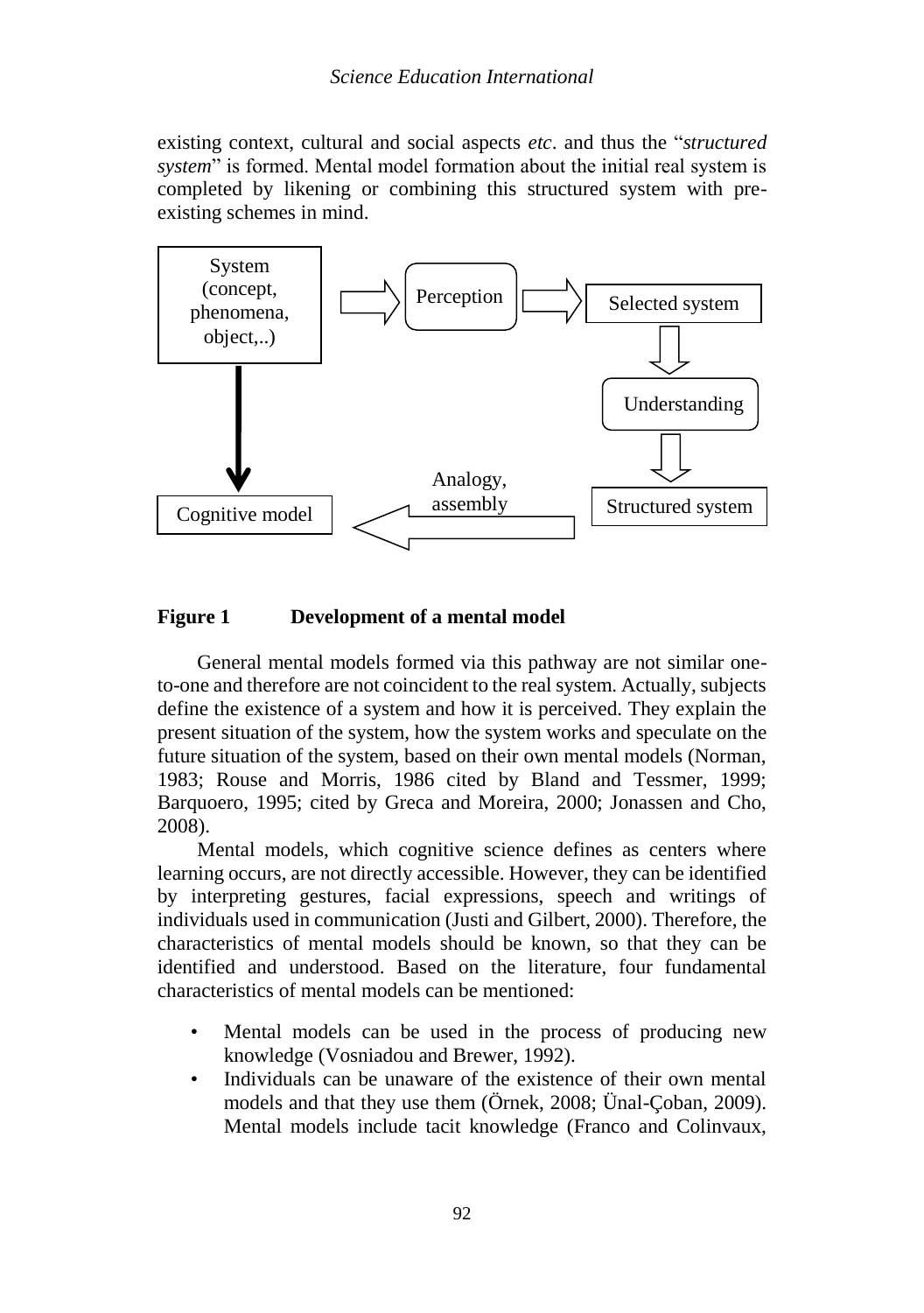existing context, cultural and social aspects *etc*. and thus the "*structured system*" is formed. Mental model formation about the initial real system is completed by likening or combining this structured system with pre-existing schemes in mind.

System (concept, phenomena, object,..) → Perception → Selected system → Understanding → Structured system → Analogy, assembly → Cognitive model

System (concept, phenomena, object,..) → Cognitive model

**Figure 1 Development of a mental model**

General mental models formed via this pathway are not similar one-to-one and therefore are not coincident to the real system. Actually, subjects define the existence of a system and how it is perceived. They explain the present situation of the system, how the system works and speculate on the future situation of the system, based on their own mental models (Norman, 1983; Rouse and Morris, 1986 cited by Bland and Tessmer, 1999; Barquoero, 1995; cited by Greca and Moreira, 2000; Jonassen and Cho, 2008).

Mental models, which cognitive science defines as centers where learning occurs, are not directly accessible. However, they can be identified by interpreting gestures, facial expressions, speech and writings of individuals used in communication (Justi and Gilbert, 2000). Therefore, the characteristics of mental models should be known, so that they can be identified and understood. Based on the literature, four fundamental characteristics of mental models can be mentioned:

- Mental models can be used in the process of producing new knowledge (Vosniadou and Brewer, 1992).
- Individuals can be unaware of the existence of their own mental models and that they use them (Örnek, 2008; Ünal-Çoban, 2009). Mental models include tacit knowledge (Franco and Colinvaux,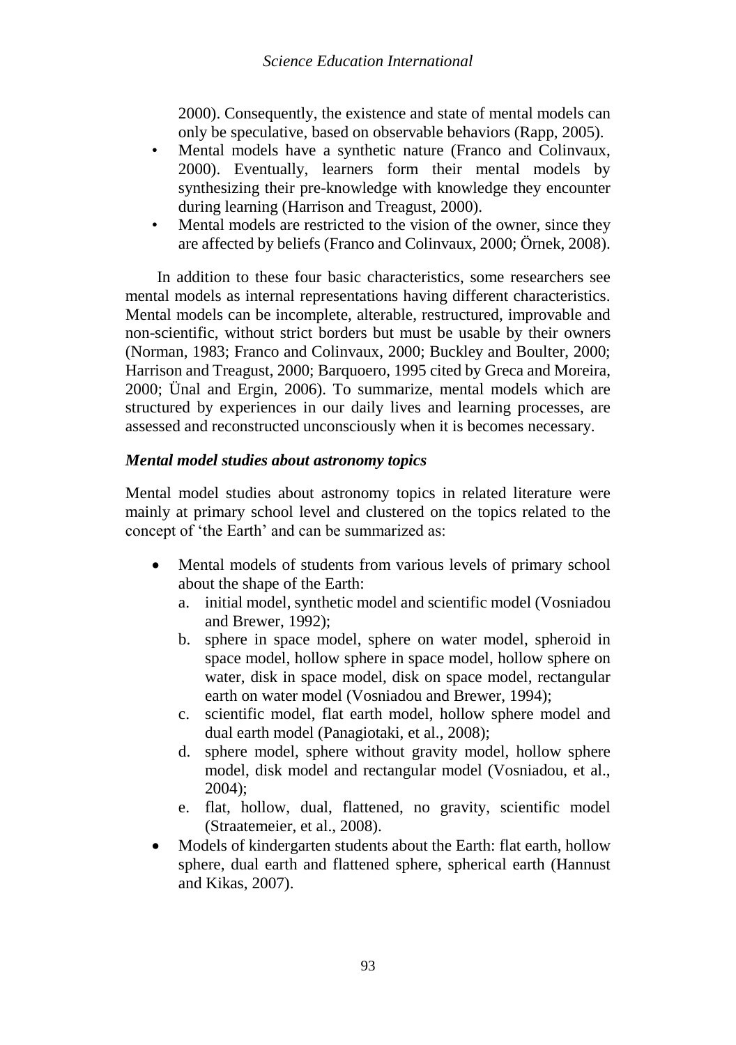2000). Consequently, the existence and state of mental models can only be speculative, based on observable behaviors (Rapp, 2005).

- Mental models have a synthetic nature (Franco and Colinvaux, 2000). Eventually, learners form their mental models by synthesizing their pre-knowledge with knowledge they encounter during learning (Harrison and Treagust, 2000).
- Mental models are restricted to the vision of the owner, since they are affected by beliefs (Franco and Colinvaux, 2000; Örnek, 2008).

In addition to these four basic characteristics, some researchers see mental models as internal representations having different characteristics. Mental models can be incomplete, alterable, restructured, improvable and non-scientific, without strict borders but must be usable by their owners (Norman, 1983; Franco and Colinvaux, 2000; Buckley and Boulter, 2000; Harrison and Treagust, 2000; Barquoero, 1995 cited by Greca and Moreira, 2000; Ünal and Ergin, 2006). To summarize, mental models which are structured by experiences in our daily lives and learning processes, are assessed and reconstructed unconsciously when it is becomes necessary.

### *Mental model studies about astronomy topics*

Mental model studies about astronomy topics in related literature were mainly at primary school level and clustered on the topics related to the concept of 'the Earth' and can be summarized as:

- Mental models of students from various levels of primary school about the shape of the Earth:
  a. initial model, synthetic model and scientific model (Vosniadou and Brewer, 1992);
  b. sphere in space model, sphere on water model, spheroid in space model, hollow sphere in space model, hollow sphere on water, disk in space model, disk on space model, rectangular earth on water model (Vosniadou and Brewer, 1994);
  c. scientific model, flat earth model, hollow sphere model and dual earth model (Panagiotaki, et al., 2008);
  d. sphere model, sphere without gravity model, hollow sphere model, disk model and rectangular model (Vosniadou, et al., 2004);
  e. flat, hollow, dual, flattened, no gravity, scientific model (Straatemeier, et al., 2008).
- Models of kindergarten students about the Earth: flat earth, hollow sphere, dual earth and flattened sphere, spherical earth (Hannust and Kikas, 2007).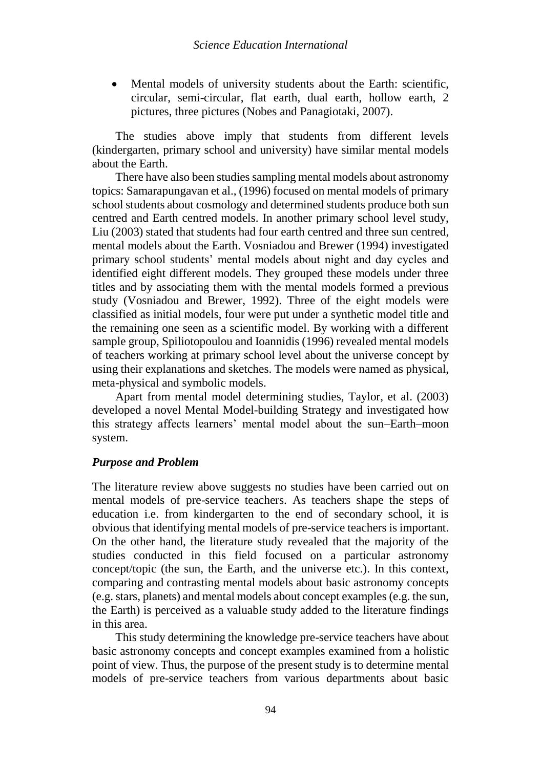- Mental models of university students about the Earth: scientific, circular, semi-circular, flat earth, dual earth, hollow earth, 2 pictures, three pictures (Nobes and Panagiotaki, 2007).

The studies above imply that students from different levels (kindergarten, primary school and university) have similar mental models about the Earth.

There have also been studies sampling mental models about astronomy topics: Samarapungavan et al., (1996) focused on mental models of primary school students about cosmology and determined students produce both sun centred and Earth centred models. In another primary school level study, Liu (2003) stated that students had four earth centred and three sun centred, mental models about the Earth. Vosniadou and Brewer (1994) investigated primary school students' mental models about night and day cycles and identified eight different models. They grouped these models under three titles and by associating them with the mental models formed a previous study (Vosniadou and Brewer, 1992). Three of the eight models were classified as initial models, four were put under a synthetic model title and the remaining one seen as a scientific model. By working with a different sample group, Spiliotopoulou and Ioannidis (1996) revealed mental models of teachers working at primary school level about the universe concept by using their explanations and sketches. The models were named as physical, meta-physical and symbolic models.

Apart from mental model determining studies, Taylor, et al. (2003) developed a novel Mental Model-building Strategy and investigated how this strategy affects learners' mental model about the sun–Earth–moon system.

### *Purpose and Problem*

The literature review above suggests no studies have been carried out on mental models of pre-service teachers. As teachers shape the steps of education i.e. from kindergarten to the end of secondary school, it is obvious that identifying mental models of pre-service teachers is important. On the other hand, the literature study revealed that the majority of the studies conducted in this field focused on a particular astronomy concept/topic (the sun, the Earth, and the universe etc.). In this context, comparing and contrasting mental models about basic astronomy concepts (e.g. stars, planets) and mental models about concept examples (e.g. the sun, the Earth) is perceived as a valuable study added to the literature findings in this area.

This study determining the knowledge pre-service teachers have about basic astronomy concepts and concept examples examined from a holistic point of view. Thus, the purpose of the present study is to determine mental models of pre-service teachers from various departments about basic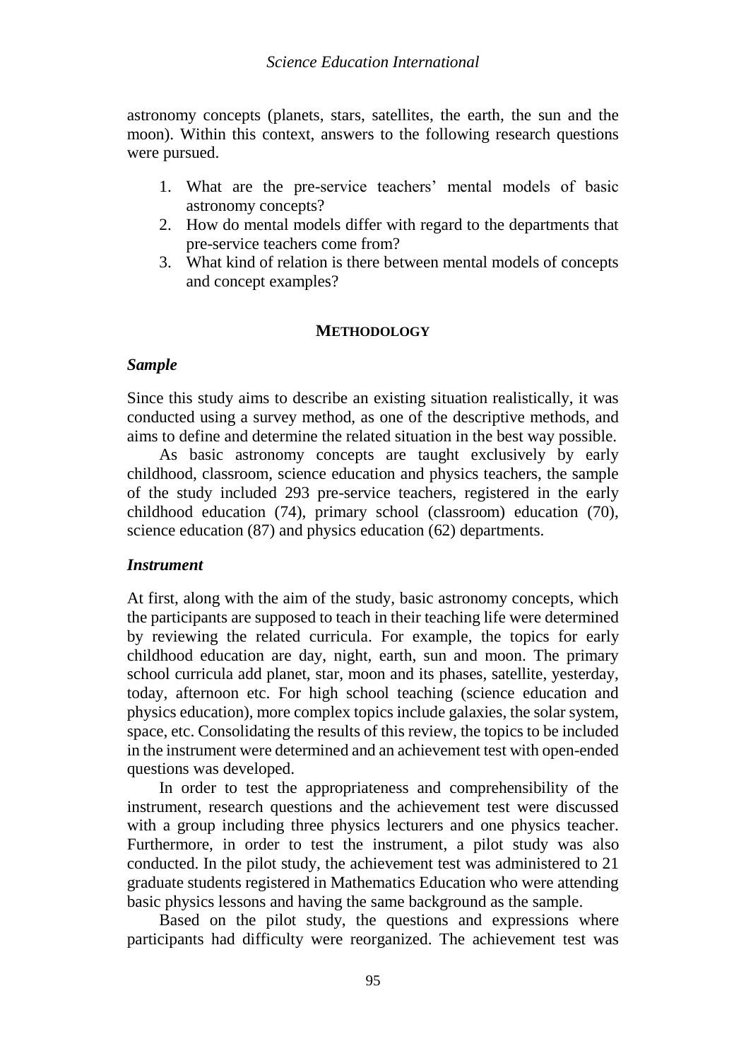astronomy concepts (planets, stars, satellites, the earth, the sun and the moon). Within this context, answers to the following research questions were pursued.

1. What are the pre-service teachers' mental models of basic astronomy concepts?
2. How do mental models differ with regard to the departments that pre-service teachers come from?
3. What kind of relation is there between mental models of concepts and concept examples?

## METHODOLOGY

### *Sample*

Since this study aims to describe an existing situation realistically, it was conducted using a survey method, as one of the descriptive methods, and aims to define and determine the related situation in the best way possible.

As basic astronomy concepts are taught exclusively by early childhood, classroom, science education and physics teachers, the sample of the study included 293 pre-service teachers, registered in the early childhood education (74), primary school (classroom) education (70), science education (87) and physics education (62) departments.

### *Instrument*

At first, along with the aim of the study, basic astronomy concepts, which the participants are supposed to teach in their teaching life were determined by reviewing the related curricula. For example, the topics for early childhood education are day, night, earth, sun and moon. The primary school curricula add planet, star, moon and its phases, satellite, yesterday, today, afternoon etc. For high school teaching (science education and physics education), more complex topics include galaxies, the solar system, space, etc. Consolidating the results of this review, the topics to be included in the instrument were determined and an achievement test with open-ended questions was developed.

In order to test the appropriateness and comprehensibility of the instrument, research questions and the achievement test were discussed with a group including three physics lecturers and one physics teacher. Furthermore, in order to test the instrument, a pilot study was also conducted. In the pilot study, the achievement test was administered to 21 graduate students registered in Mathematics Education who were attending basic physics lessons and having the same background as the sample.

Based on the pilot study, the questions and expressions where participants had difficulty were reorganized. The achievement test was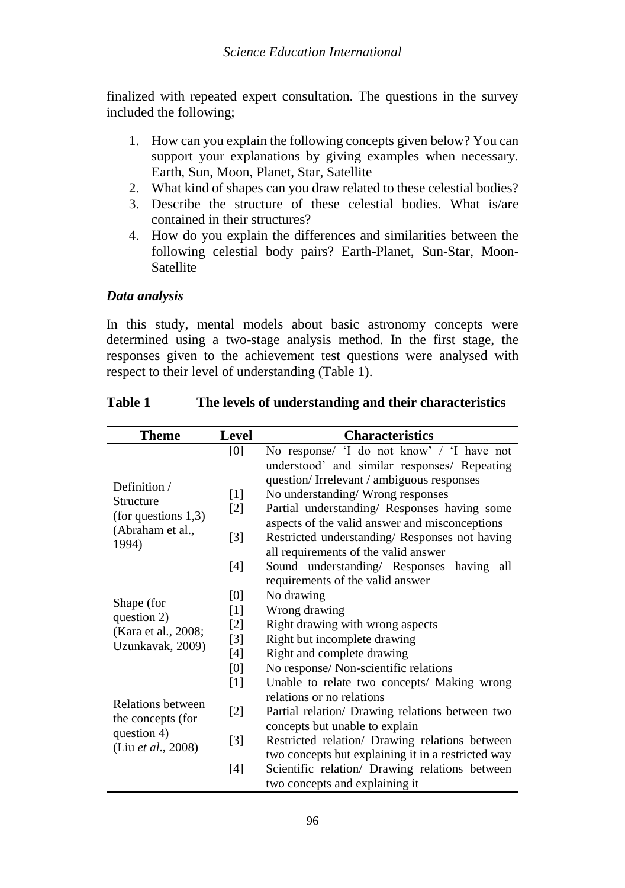finalized with repeated expert consultation. The questions in the survey included the following;

1. How can you explain the following concepts given below? You can support your explanations by giving examples when necessary. Earth, Sun, Moon, Planet, Star, Satellite
2. What kind of shapes can you draw related to these celestial bodies?
3. Describe the structure of these celestial bodies. What is/are contained in their structures?
4. How do you explain the differences and similarities between the following celestial body pairs? Earth-Planet, Sun-Star, Moon-Satellite

### *Data analysis*

In this study, mental models about basic astronomy concepts were determined using a two-stage analysis method. In the first stage, the responses given to the achievement test questions were analysed with respect to their level of understanding (Table 1).

**Table 1 The levels of understanding and their characteristics**

| Theme | Level | Characteristics |
|---|---|---|
| Definition / Structure (for questions 1,3) (Abraham et al., 1994) | [0] | No response/ 'I do not know' / 'I have not understood' and similar responses/ Repeating question/ Irrelevant / ambiguous responses |
| | [1] | No understanding/ Wrong responses |
| | [2] | Partial understanding/ Responses having some aspects of the valid answer and misconceptions |
| | [3] | Restricted understanding/ Responses not having all requirements of the valid answer |
| | [4] | Sound understanding/ Responses having all requirements of the valid answer |
| Shape (for question 2) (Kara et al., 2008; Uzunkavak, 2009) | [0] | No drawing |
| | [1] | Wrong drawing |
| | [2] | Right drawing with wrong aspects |
| | [3] | Right but incomplete drawing |
| | [4] | Right and complete drawing |
| Relations between the concepts (for question 4) (Liu *et al*., 2008) | [0] | No response/ Non-scientific relations |
| | [1] | Unable to relate two concepts/ Making wrong relations or no relations |
| | [2] | Partial relation/ Drawing relations between two concepts but unable to explain |
| | [3] | Restricted relation/ Drawing relations between two concepts but explaining it in a restricted way |
| | [4] | Scientific relation/ Drawing relations between two concepts and explaining it |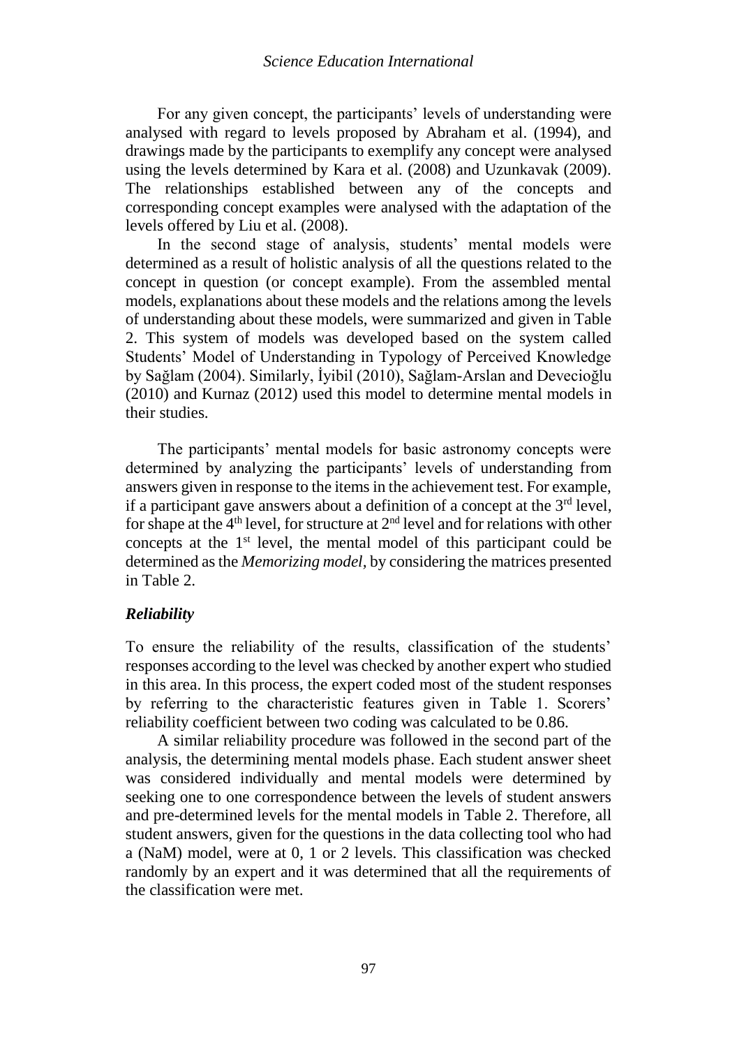For any given concept, the participants' levels of understanding were analysed with regard to levels proposed by Abraham et al. (1994), and drawings made by the participants to exemplify any concept were analysed using the levels determined by Kara et al. (2008) and Uzunkavak (2009). The relationships established between any of the concepts and corresponding concept examples were analysed with the adaptation of the levels offered by Liu et al. (2008).

In the second stage of analysis, students' mental models were determined as a result of holistic analysis of all the questions related to the concept in question (or concept example). From the assembled mental models, explanations about these models and the relations among the levels of understanding about these models, were summarized and given in Table 2. This system of models was developed based on the system called Students' Model of Understanding in Typology of Perceived Knowledge by Sağlam (2004). Similarly, İyibil (2010), Sağlam-Arslan and Devecioğlu (2010) and Kurnaz (2012) used this model to determine mental models in their studies.

The participants' mental models for basic astronomy concepts were determined by analyzing the participants' levels of understanding from answers given in response to the items in the achievement test. For example, if a participant gave answers about a definition of a concept at the 3rd level, for shape at the 4th level, for structure at 2nd level and for relations with other concepts at the 1st level, the mental model of this participant could be determined as the *Memorizing model*, by considering the matrices presented in Table 2.

### *Reliability*

To ensure the reliability of the results, classification of the students' responses according to the level was checked by another expert who studied in this area. In this process, the expert coded most of the student responses by referring to the characteristic features given in Table 1. Scorers' reliability coefficient between two coding was calculated to be 0.86.

A similar reliability procedure was followed in the second part of the analysis, the determining mental models phase. Each student answer sheet was considered individually and mental models were determined by seeking one to one correspondence between the levels of student answers and pre-determined levels for the mental models in Table 2. Therefore, all student answers, given for the questions in the data collecting tool who had a (NaM) model, were at 0, 1 or 2 levels. This classification was checked randomly by an expert and it was determined that all the requirements of the classification were met.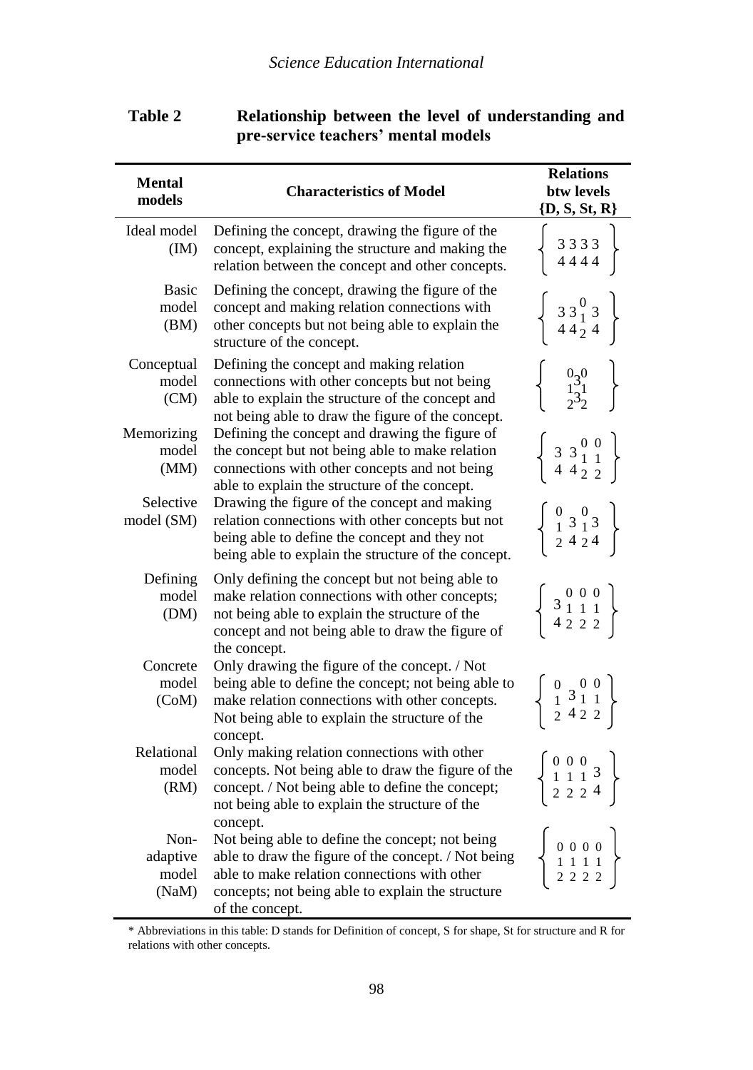**Table 2 Relationship between the level of understanding and pre-service teachers' mental models**

| Mental models | Characteristics of Model | Relations btw levels {D, S, St, R} |
|---|---|---|
| Ideal model (IM) | Defining the concept, drawing the figure of the concept, explaining the structure and making the relation between the concept and other concepts. | $\left\{ \begin{matrix} 3 & 3 & 3 & 3 \\ 4 & 4 & 4 & 4 \end{matrix} \right\}$ |
| Basic model (BM) | Defining the concept, drawing the figure of the concept and making relation connections with other concepts but not being able to explain the structure of the concept. | $\left\{ \begin{matrix} & & 0 & \\ 3 & 3 & 1 & 3 \\ 4 & 4 & 2 & 4 \end{matrix} \right\}$ |
| Conceptual model (CM) | Defining the concept and making relation connections with other concepts but not being able to explain the structure of the concept and not being able to draw the figure of the concept. | $\left\{ \begin{matrix} 0 & & 0 \\ 1 & 3 & 1 \\ 2 & 3 & 2 \end{matrix} \right\}$ |
| Memorizing model (MM) | Defining the concept and drawing the figure of the concept but not being able to make relation connections with other concepts and not being able to explain the structure of the concept. | $\left\{ \begin{matrix} & & 0 & 0 \\ 3 & 3 & 1 & 1 \\ 4 & 4 & 2 & 2 \end{matrix} \right\}$ |
| Selective model (SM) | Drawing the figure of the concept and making relation connections with other concepts but not being able to define the concept and they not being able to explain the structure of the concept. | $\left\{ \begin{matrix} 0 & & 0 & \\ 1 & 3 & 1 & 3 \\ 2 & 4 & 2 & 4 \end{matrix} \right\}$ |
| Defining model (DM) | Only defining the concept but not being able to make relation connections with other concepts; not being able to explain the structure of the concept and not being able to draw the figure of the concept. | $\left\{ \begin{matrix} & 0 & 0 & 0 \\ 3 & 1 & 1 & 1 \\ 4 & 2 & 2 & 2 \end{matrix} \right\}$ |
| Concrete model (CoM) | Only drawing the figure of the concept. / Not being able to define the concept; not being able to make relation connections with other concepts. Not being able to explain the structure of the concept. | $\left\{ \begin{matrix} 0 & & 0 & 0 \\ 1 & 3 & 1 & 1 \\ 2 & 4 & 2 & 2 \end{matrix} \right\}$ |
| Relational model (RM) | Only making relation connections with other concepts. Not being able to draw the figure of the concept. / Not being able to define the concept; not being able to explain the structure of the concept. | $\left\{ \begin{matrix} 0 & 0 & 0 & \\ 1 & 1 & 1 & 3 \\ 2 & 2 & 2 & 4 \end{matrix} \right\}$ |
| Non-adaptive model (NaM) | Not being able to define the concept; not being able to draw the figure of the concept. / Not being able to make relation connections with other concepts; not being able to explain the structure of the concept. | $\left\{ \begin{matrix} 0 & 0 & 0 & 0 \\ 1 & 1 & 1 & 1 \\ 2 & 2 & 2 & 2 \end{matrix} \right\}$ |

\* Abbreviations in this table: D stands for Definition of concept, S for shape, St for structure and R for relations with other concepts.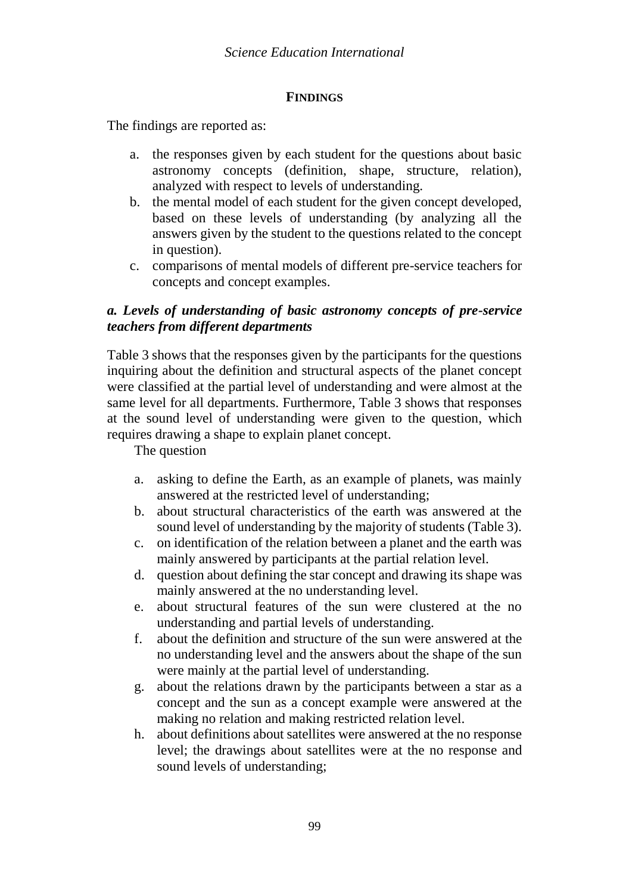## FINDINGS

The findings are reported as:

a. the responses given by each student for the questions about basic astronomy concepts (definition, shape, structure, relation), analyzed with respect to levels of understanding.
b. the mental model of each student for the given concept developed, based on these levels of understanding (by analyzing all the answers given by the student to the questions related to the concept in question).
c. comparisons of mental models of different pre-service teachers for concepts and concept examples.

### *a. Levels of understanding of basic astronomy concepts of pre-service teachers from different departments*

Table 3 shows that the responses given by the participants for the questions inquiring about the definition and structural aspects of the planet concept were classified at the partial level of understanding and were almost at the same level for all departments. Furthermore, Table 3 shows that responses at the sound level of understanding were given to the question, which requires drawing a shape to explain planet concept.

The question

a. asking to define the Earth, as an example of planets, was mainly answered at the restricted level of understanding;
b. about structural characteristics of the earth was answered at the sound level of understanding by the majority of students (Table 3).
c. on identification of the relation between a planet and the earth was mainly answered by participants at the partial relation level.
d. question about defining the star concept and drawing its shape was mainly answered at the no understanding level.
e. about structural features of the sun were clustered at the no understanding and partial levels of understanding.
f. about the definition and structure of the sun were answered at the no understanding level and the answers about the shape of the sun were mainly at the partial level of understanding.
g. about the relations drawn by the participants between a star as a concept and the sun as a concept example were answered at the making no relation and making restricted relation level.
h. about definitions about satellites were answered at the no response level; the drawings about satellites were at the no response and sound levels of understanding;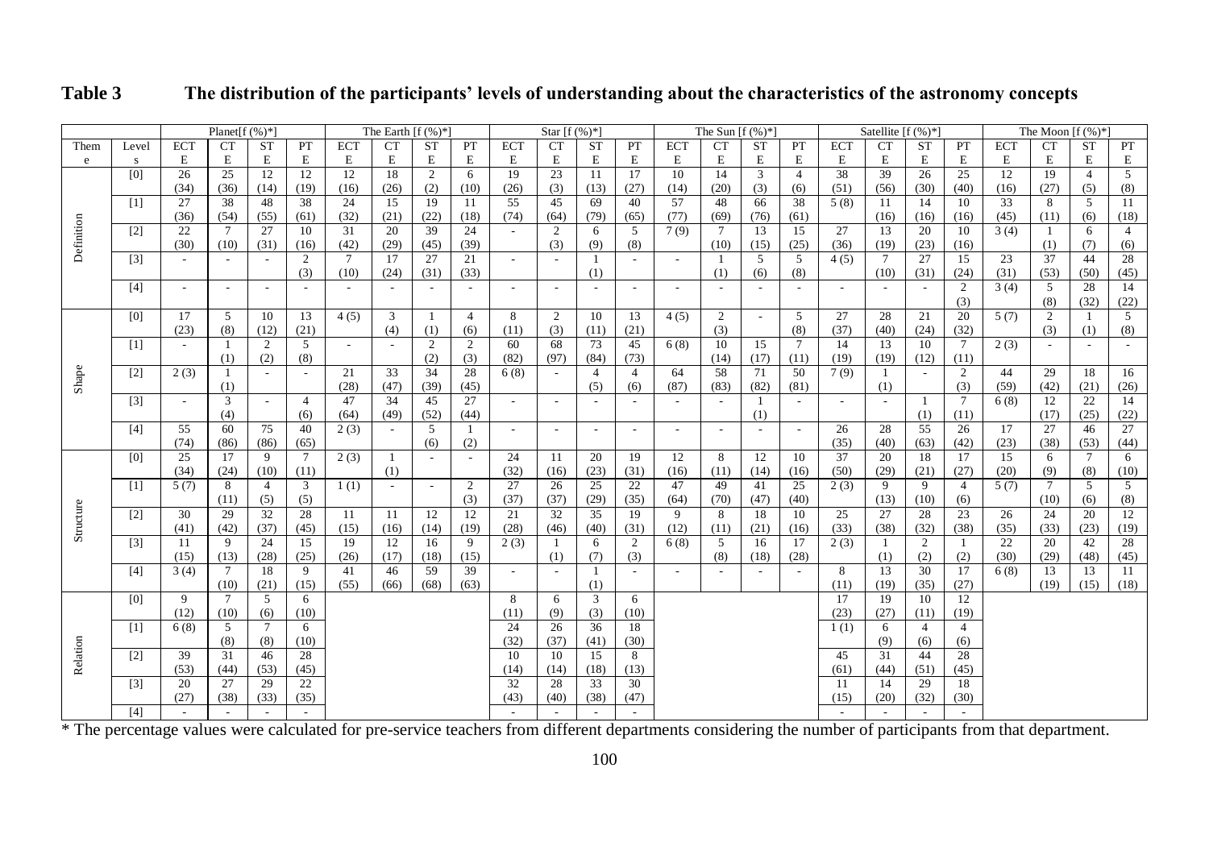**Table 3 The distribution of the participants' levels of understanding about the characteristics of the astronomy concepts**

| Theme | Levels | Planet[f (%)*] | | | | The Earth [f (%)*] | | | | Star [f (%)*] | | | | The Sun [f (%)*] | | | | Satellite [f (%)*] | | | | The Moon [f (%)*] | | | |
|---|---|---|---|---|---|---|---|---|---|---|---|---|---|---|---|---|---|---|---|---|---|---|---|---|---|
| | | ECTE | CTE | STE | PTE | ECTE | CTE | STE | PTE | ECTE | CTE | STE | PTE | ECTE | CTE | STE | PTE | ECTE | CTE | STE | PTE | ECTE | CTE | STE | PTE |
| Definition | [0] | 26 (34) | 25 (36) | 12 (14) | 12 (19) | 12 (16) | 18 (26) | 2 (2) | 6 (10) | 19 (26) | 23 (3) | 11 (13) | 17 (27) | 10 (14) | 14 (20) | 3 (3) | 4 (6) | 38 (51) | 39 (56) | 26 (30) | 25 (40) | 12 (16) | 19 (27) | 4 (5) | 5 (8) |
| | [1] | 27 (36) | 38 (54) | 48 (55) | 38 (61) | 24 (32) | 15 (21) | 19 (22) | 11 (18) | 55 (74) | 45 (64) | 69 (79) | 40 (65) | 57 (77) | 48 (69) | 66 (76) | 38 (61) | 5 (8) | 11 (16) | 14 (16) | 10 (16) | 33 (45) | 8 (11) | 5 (6) | 11 (18) |
| | [2] | 22 (30) | 7 (10) | 27 (31) | 10 (16) | 31 (42) | 20 (29) | 39 (45) | 24 (39) | - | 2 (3) | 6 (9) | 5 (8) | 7 (9) | 7 (10) | 13 (15) | 15 (25) | 27 (36) | 13 (19) | 20 (23) | 10 (16) | 3 (4) | 1 (1) | 6 (7) | 4 (6) |
| | [3] | - | - | - | 2 (3) | 7 (10) | 17 (24) | 27 (31) | 21 (33) | - | - | 1 (1) | - | - | 1 (1) | 5 (6) | 5 (8) | 4 (5) | 7 (10) | 27 (31) | 15 (24) | 23 (31) | 37 (53) | 44 (50) | 28 (45) |
| | [4] | - | - | - | - | - | - | - | - | - | - | - | - | - | - | - | - | - | - | - | 2 (3) | 3 (4) | 5 (8) | 28 (32) | 14 (22) |
| Shape | [0] | 17 (23) | 5 (8) | 10 (12) | 13 (21) | 4 (5) | 3 (4) | 1 (1) | 4 (6) | 8 (11) | 2 (3) | 10 (11) | 13 (21) | 4 (5) | 2 (3) | - | 5 (8) | 27 (37) | 28 (40) | 21 (24) | 20 (32) | 5 (7) | 2 (3) | 1 (1) | 5 (8) |
| | [1] | - | 1 (1) | 2 (2) | 5 (8) | - | - | 2 (2) | 2 (3) | 60 (82) | 68 (97) | 73 (84) | 45 (73) | 6 (8) | 10 (14) | 15 (17) | 7 (11) | 14 (19) | 13 (19) | 10 (12) | 7 (11) | 2 (3) | - | - | - |
| | [2] | 2 (3) | 1 (1) | - | - | 21 (28) | 33 (47) | 34 (39) | 28 (45) | 6 (8) | - | 4 (5) | 4 (6) | 64 (87) | 58 (83) | 71 (82) | 50 (81) | 7 (9) | 1 (1) | - | 2 (3) | 44 (59) | 29 (42) | 18 (21) | 16 (26) |
| | [3] | - | 3 (4) | - | 4 (6) | 47 (64) | 34 (49) | 45 (52) | 27 (44) | - | - | - | - | - | - | 1 (1) | - | - | - | 1 (1) | 7 (11) | 6 (8) | 12 (17) | 22 (25) | 14 (22) |
| | [4] | 55 (74) | 60 (86) | 75 (86) | 40 (65) | 2 (3) | - | 5 (6) | 1 (2) | - | - | - | - | - | - | - | - | 26 (35) | 28 (40) | 55 (63) | 26 (42) | 17 (23) | 27 (38) | 46 (53) | 27 (44) |
| Structure | [0] | 25 (34) | 17 (24) | 9 (10) | 7 (11) | 2 (3) | 1 (1) | - | - | 24 (32) | 11 (16) | 20 (23) | 19 (31) | 12 (16) | 8 (11) | 12 (14) | 10 (16) | 37 (50) | 20 (29) | 18 (21) | 17 (27) | 15 (20) | 6 (9) | 7 (8) | 6 (10) |
| | [1] | 5 (7) | 8 (11) | 4 (5) | 3 (5) | 1 (1) | - | - | 2 (3) | 27 (37) | 26 (37) | 25 (29) | 22 (35) | 47 (64) | 49 (70) | 41 (47) | 25 (40) | 2 (3) | 9 (13) | 9 (10) | 4 (6) | 5 (7) | 7 (10) | 5 (6) | 5 (8) |
| | [2] | 30 (41) | 29 (42) | 32 (37) | 28 (45) | 11 (15) | 11 (16) | 12 (14) | 12 (19) | 21 (28) | 32 (46) | 35 (40) | 19 (31) | 9 (12) | 8 (11) | 18 (21) | 10 (16) | 25 (33) | 27 (38) | 28 (32) | 23 (38) | 26 (35) | 24 (33) | 20 (23) | 12 (19) |
| | [3] | 11 (15) | 9 (13) | 24 (28) | 15 (25) | 19 (26) | 12 (17) | 16 (18) | 9 (15) | 2 (3) | 1 (1) | 6 (7) | 2 (3) | 6 (8) | 5 (8) | 16 (18) | 17 (28) | 2 (3) | 1 (1) | 2 (2) | 1 (2) | 22 (30) | 20 (29) | 42 (48) | 28 (45) |
| | [4] | 3 (4) | 7 (10) | 18 (21) | 9 (15) | 41 (55) | 46 (66) | 59 (68) | 39 (63) | - | - | 1 (1) | - | - | - | - | - | 8 (11) | 13 (19) | 30 (35) | 17 (27) | 6 (8) | 13 (19) | 13 (15) | 11 (18) |
| Relation | [0] | 9 (12) | 7 (10) | 5 (6) | 6 (10) | | | | | 8 (11) | 6 (9) | 3 (3) | 6 (10) | | | | | 17 (23) | 19 (27) | 10 (11) | 12 (19) | | | | |
| | [1] | 6 (8) | 5 (8) | 7 (8) | 6 (10) | | | | | 24 (32) | 26 (37) | 36 (41) | 18 (30) | | | | | 1 (1) | 6 (9) | 4 (6) | 4 (6) | | | | |
| | [2] | 39 (53) | 31 (44) | 46 (53) | 28 (45) | | | | | 10 (14) | 10 (14) | 15 (18) | 8 (13) | | | | | 45 (61) | 31 (44) | 44 (51) | 28 (45) | | | | |
| | [3] | 20 (27) | 27 (38) | 29 (33) | 22 (35) | | | | | 32 (43) | 28 (40) | 33 (38) | 30 (47) | | | | | 11 (15) | 14 (20) | 29 (32) | 18 (30) | | | | |
| | [4] | - | - | - | - | | | | | - | - | - | - | | | | | - | - | - | - | | | | |

* The percentage values were calculated for pre-service teachers from different departments considering the number of participants from that department.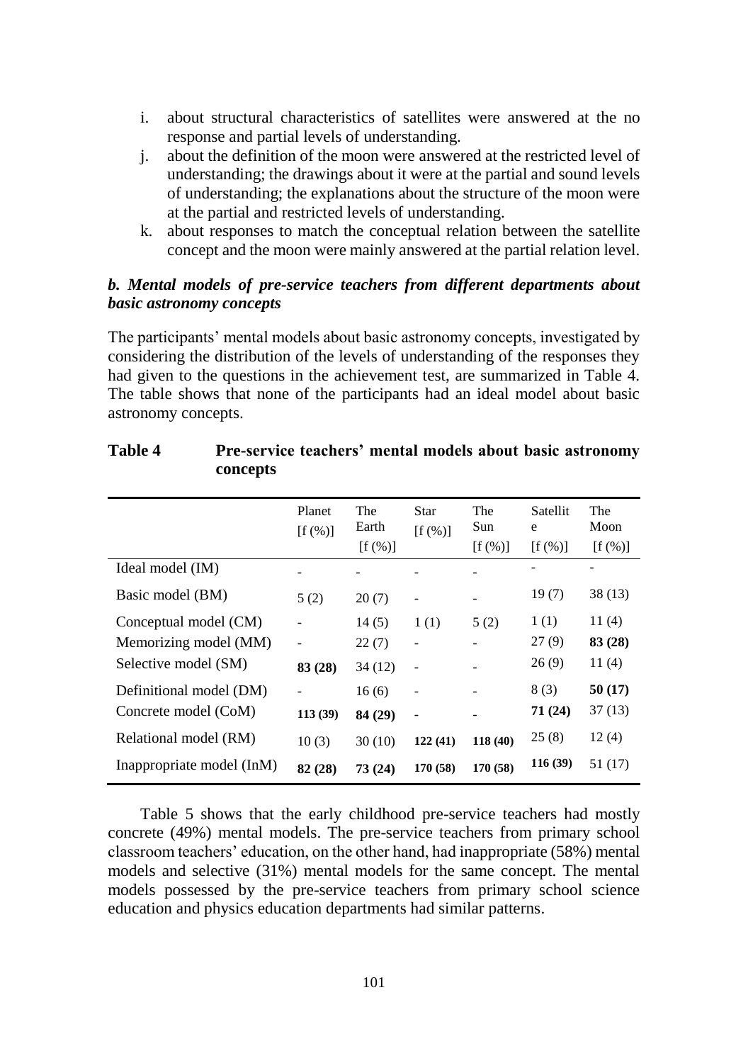i. about structural characteristics of satellites were answered at the no response and partial levels of understanding.
j. about the definition of the moon were answered at the restricted level of understanding; the drawings about it were at the partial and sound levels of understanding; the explanations about the structure of the moon were at the partial and restricted levels of understanding.
k. about responses to match the conceptual relation between the satellite concept and the moon were mainly answered at the partial relation level.

### *b. Mental models of pre-service teachers from different departments about basic astronomy concepts*

The participants' mental models about basic astronomy concepts, investigated by considering the distribution of the levels of understanding of the responses they had given to the questions in the achievement test, are summarized in Table 4. The table shows that none of the participants had an ideal model about basic astronomy concepts.

**Table 4 Pre-service teachers' mental models about basic astronomy concepts**

| | Planet [f (%)] | The Earth [f (%)] | Star [f (%)] | The Sun [f (%)] | Satellite [f (%)] | The Moon [f (%)] |
|---|---|---|---|---|---|---|
| Ideal model (IM) | - | - | - | - | - | - |
| Basic model (BM) | 5 (2) | 20 (7) | - | - | 19 (7) | 38 (13) |
| Conceptual model (CM) | - | 14 (5) | 1 (1) | 5 (2) | 1 (1) | 11 (4) |
| Memorizing model (MM) | - | 22 (7) | - | - | 27 (9) | **83 (28)** |
| Selective model (SM) | **83 (28)** | 34 (12) | - | - | 26 (9) | 11 (4) |
| Definitional model (DM) | - | 16 (6) | - | - | 8 (3) | **50 (17)** |
| Concrete model (CoM) | **113 (39)** | **84 (29)** | - | - | **71 (24)** | 37 (13) |
| Relational model (RM) | 10 (3) | 30 (10) | **122 (41)** | **118 (40)** | 25 (8) | 12 (4) |
| Inappropriate model (InM) | **82 (28)** | **73 (24)** | **170 (58)** | **170 (58)** | **116 (39)** | 51 (17) |

Table 5 shows that the early childhood pre-service teachers had mostly concrete (49%) mental models. The pre-service teachers from primary school classroom teachers' education, on the other hand, had inappropriate (58%) mental models and selective (31%) mental models for the same concept. The mental models possessed by the pre-service teachers from primary school science education and physics education departments had similar patterns.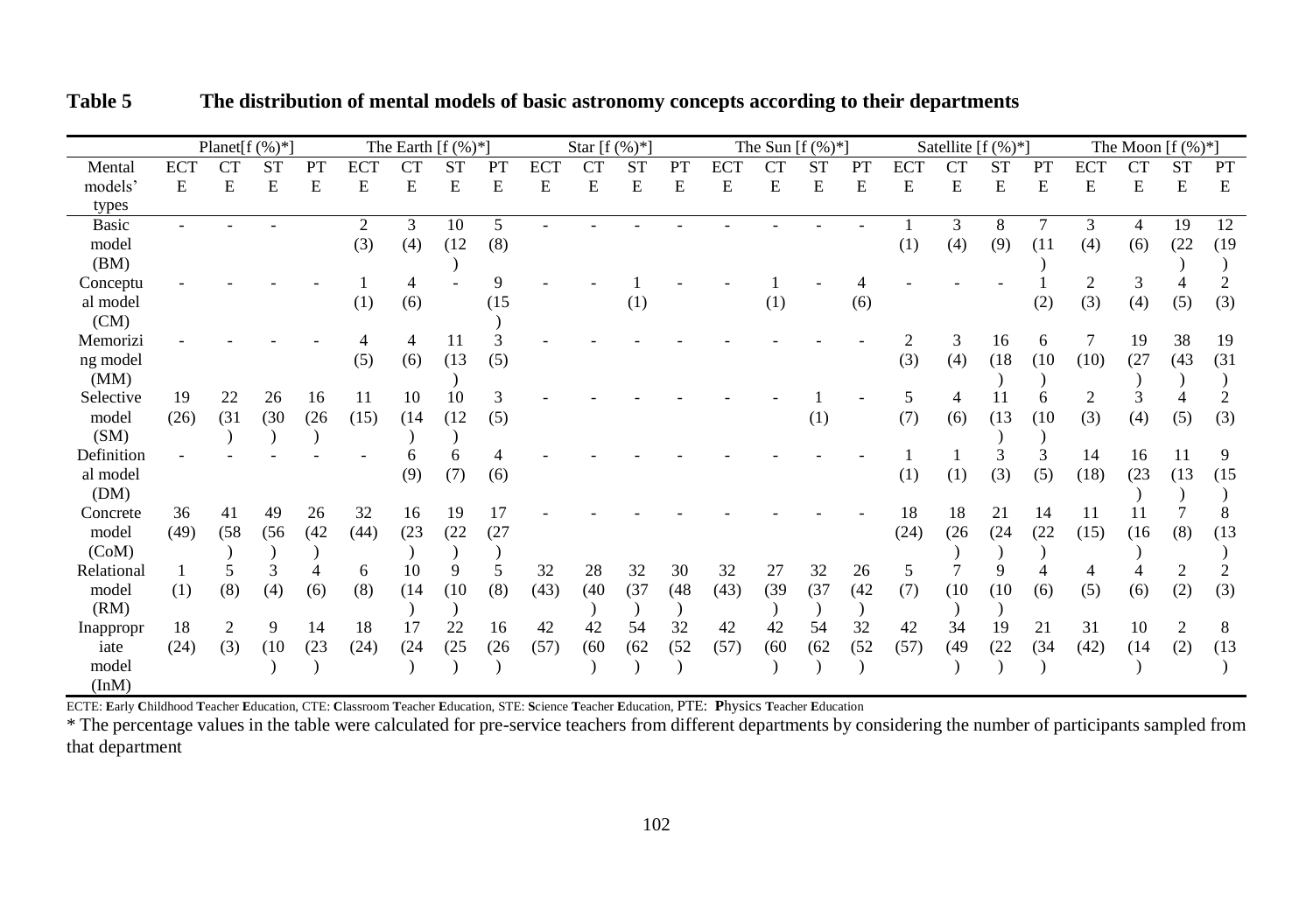**Table 5 The distribution of mental models of basic astronomy concepts according to their departments**

| Mental models' types | Planet[f (%)*] | | | | The Earth [f (%)*] | | | | Star [f (%)*] | | | | The Sun [f (%)*] | | | | Satellite [f (%)*] | | | | The Moon [f (%)*] | | | |
|---|---|---|---|---|---|---|---|---|---|---|---|---|---|---|---|---|---|---|---|---|---|---|---|---|
| | ECTE | CTE | STE | PTE | ECTE | CTE | STE | PTE | ECTE | CTE | STE | PTE | ECTE | CTE | STE | PTE | ECTE | CTE | STE | PTE | ECTE | CTE | STE | PTE |
| Basic model (BM) | - | - | - | | 2 (3) | 3 (4) | 10 (12) | 5 (8) | - | - | - | - | - | - | - | - | 1 (1) | 3 (4) | 8 (9) | 7 (11) | 3 (4) | 4 (6) | 19 (22) | 12 (19) |
| Conceptual model (CM) | - | - | - | - | 1 (1) | 4 (6) | - | 9 (15) | - | - | 1 (1) | - | - | 1 (1) | - | 4 (6) | - | - | - | 1 (2) | 2 (3) | 3 (4) | 4 (5) | 2 (3) |
| Memorizing model (MM) | - | - | - | - | 4 (5) | 4 (6) | 11 (13) | 3 (5) | - | - | - | - | - | - | - | - | 2 (3) | 3 (4) | 16 (18) | 6 (10) | 7 (10) | 19 (27) | 38 (43) | 19 (31) |
| Selective model (SM) | 19 (26) | 22 (31) | 26 (30) | 16 (26) | 11 (15) | 10 (14) | 10 (12) | 3 (5) | - | - | - | - | - | - | 1 (1) | - | 5 (7) | 4 (6) | 11 (13) | 6 (10) | 2 (3) | 3 (4) | 4 (5) | 2 (3) |
| Definitional model (DM) | - | - | - | - | - | 6 (9) | 6 (7) | 4 (6) | - | - | - | - | - | - | - | - | 1 (1) | 1 (1) | 3 (3) | 3 (5) | 14 (18) | 16 (23) | 11 (13) | 9 (15) |
| Concrete model (CoM) | 36 (49) | 41 (58) | 49 (56) | 26 (42) | 32 (44) | 16 (23) | 19 (22) | 17 (27) | - | - | - | - | - | - | - | - | 18 (24) | 18 (26) | 21 (24) | 14 (22) | 11 (15) | 11 (16) | 7 (8) | 8 (13) |
| Relational model (RM) | 1 (1) | 5 (8) | 3 (4) | 4 (6) | 6 (8) | 10 (14) | 9 (10) | 5 (8) | 32 (43) | 28 (40) | 32 (37) | 30 (48) | 32 (43) | 27 (39) | 32 (37) | 26 (42) | 5 (7) | 7 (10) | 9 (10) | 4 (6) | 4 (5) | 4 (6) | 2 (2) | 2 (3) |
| Inappropriate model (InM) | 18 (24) | 2 (3) | 9 (10) | 14 (23) | 18 (24) | 17 (24) | 22 (25) | 16 (26) | 42 (57) | 42 (60) | 54 (62) | 32 (52) | 42 (57) | 42 (60) | 54 (62) | 32 (52) | 42 (57) | 34 (49) | 19 (22) | 21 (34) | 31 (42) | 10 (14) | 2 (2) | 8 (13) |

ECTE: **E**arly **C**hildhood **T**eacher **E**ducation, CTE: **C**lassroom **T**eacher **E**ducation, STE: **S**cience **T**eacher **E**ducation, PTE: **P**hysics **T**eacher **E**ducation

\* The percentage values in the table were calculated for pre-service teachers from different departments by considering the number of participants sampled from that department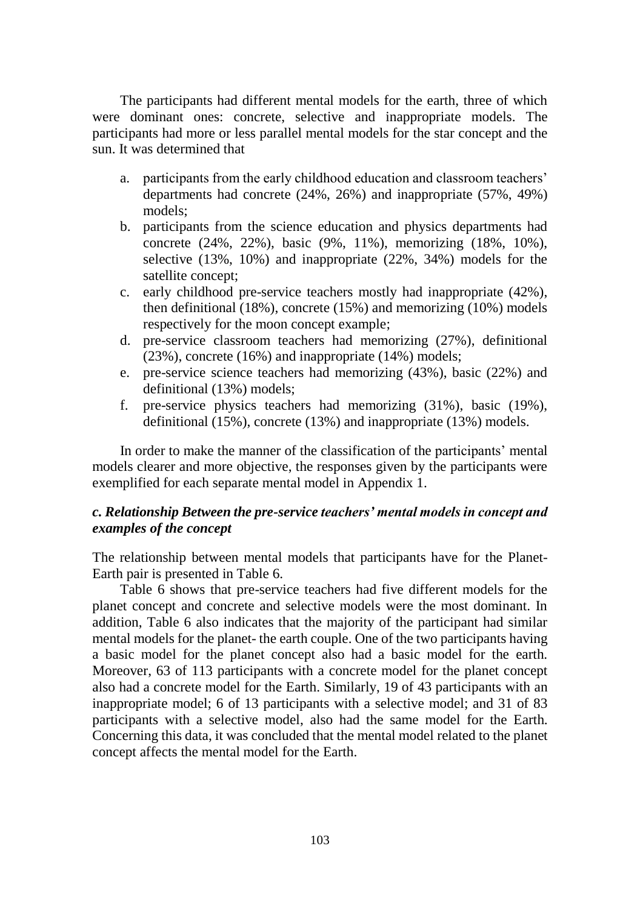The participants had different mental models for the earth, three of which were dominant ones: concrete, selective and inappropriate models. The participants had more or less parallel mental models for the star concept and the sun. It was determined that

a. participants from the early childhood education and classroom teachers' departments had concrete (24%, 26%) and inappropriate (57%, 49%) models;
b. participants from the science education and physics departments had concrete (24%, 22%), basic (9%, 11%), memorizing (18%, 10%), selective (13%, 10%) and inappropriate (22%, 34%) models for the satellite concept;
c. early childhood pre-service teachers mostly had inappropriate (42%), then definitional (18%), concrete (15%) and memorizing (10%) models respectively for the moon concept example;
d. pre-service classroom teachers had memorizing (27%), definitional (23%), concrete (16%) and inappropriate (14%) models;
e. pre-service science teachers had memorizing (43%), basic (22%) and definitional (13%) models;
f. pre-service physics teachers had memorizing (31%), basic (19%), definitional (15%), concrete (13%) and inappropriate (13%) models.

In order to make the manner of the classification of the participants' mental models clearer and more objective, the responses given by the participants were exemplified for each separate mental model in Appendix 1.

### *c. Relationship Between the pre-service teachers' mental models in concept and examples of the concept*

The relationship between mental models that participants have for the Planet-Earth pair is presented in Table 6.

Table 6 shows that pre-service teachers had five different models for the planet concept and concrete and selective models were the most dominant. In addition, Table 6 also indicates that the majority of the participant had similar mental models for the planet- the earth couple. One of the two participants having a basic model for the planet concept also had a basic model for the earth. Moreover, 63 of 113 participants with a concrete model for the planet concept also had a concrete model for the Earth. Similarly, 19 of 43 participants with an inappropriate model; 6 of 13 participants with a selective model; and 31 of 83 participants with a selective model, also had the same model for the Earth. Concerning this data, it was concluded that the mental model related to the planet concept affects the mental model for the Earth.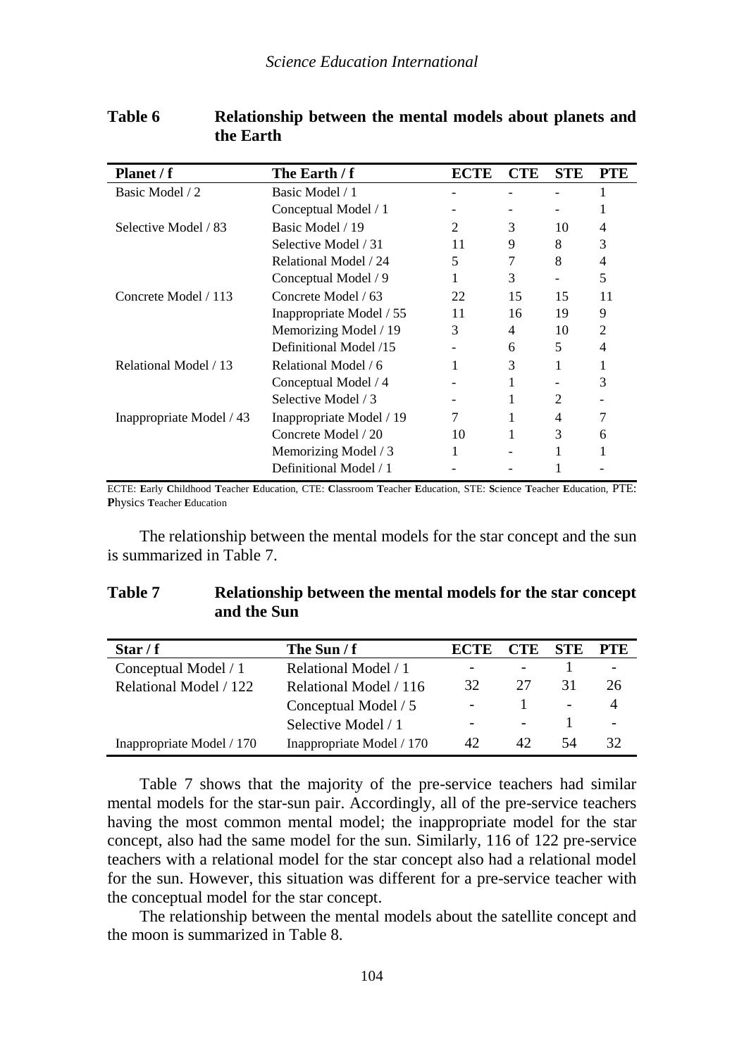**Table 6** **Relationship between the mental models about planets and the Earth**

| Planet / f | The Earth / f | ECTE | CTE | STE | PTE |
|---|---|---|---|---|---|
| Basic Model / 2 | Basic Model / 1 | - | - | - | 1 |
| | Conceptual Model / 1 | - | - | - | 1 |
| Selective Model / 83 | Basic Model / 19 | 2 | 3 | 10 | 4 |
| | Selective Model / 31 | 11 | 9 | 8 | 3 |
| | Relational Model / 24 | 5 | 7 | 8 | 4 |
| | Conceptual Model / 9 | 1 | 3 | - | 5 |
| Concrete Model / 113 | Concrete Model / 63 | 22 | 15 | 15 | 11 |
| | Inappropriate Model / 55 | 11 | 16 | 19 | 9 |
| | Memorizing Model / 19 | 3 | 4 | 10 | 2 |
| | Definitional Model /15 | - | 6 | 5 | 4 |
| Relational Model / 13 | Relational Model / 6 | 1 | 3 | 1 | 1 |
| | Conceptual Model / 4 | - | 1 | - | 3 |
| | Selective Model / 3 | - | 1 | 2 | - |
| Inappropriate Model / 43 | Inappropriate Model / 19 | 7 | 1 | 4 | 7 |
| | Concrete Model / 20 | 10 | 1 | 3 | 6 |
| | Memorizing Model / 3 | 1 | - | 1 | 1 |
| | Definitional Model / 1 | - | - | 1 | - |

ECTE: **E**arly **C**hildhood **T**eacher **E**ducation, CTE: **C**lassroom **T**eacher **E**ducation, STE: **S**cience **T**eacher **E**ducation, PTE: **P**hysics **T**eacher **E**ducation

The relationship between the mental models for the star concept and the sun is summarized in Table 7.

**Table 7** **Relationship between the mental models for the star concept and the Sun**

| Star / f | The Sun / f | ECTE | CTE | STE | PTE |
|---|---|---|---|---|---|
| Conceptual Model / 1 | Relational Model / 1 | - | - | 1 | - |
| Relational Model / 122 | Relational Model / 116 | 32 | 27 | 31 | 26 |
| | Conceptual Model / 5 | - | 1 | - | 4 |
| | Selective Model / 1 | - | - | 1 | - |
| Inappropriate Model / 170 | Inappropriate Model / 170 | 42 | 42 | 54 | 32 |

Table 7 shows that the majority of the pre-service teachers had similar mental models for the star-sun pair. Accordingly, all of the pre-service teachers having the most common mental model; the inappropriate model for the star concept, also had the same model for the sun. Similarly, 116 of 122 pre-service teachers with a relational model for the star concept also had a relational model for the sun. However, this situation was different for a pre-service teacher with the conceptual model for the star concept.

The relationship between the mental models about the satellite concept and the moon is summarized in Table 8.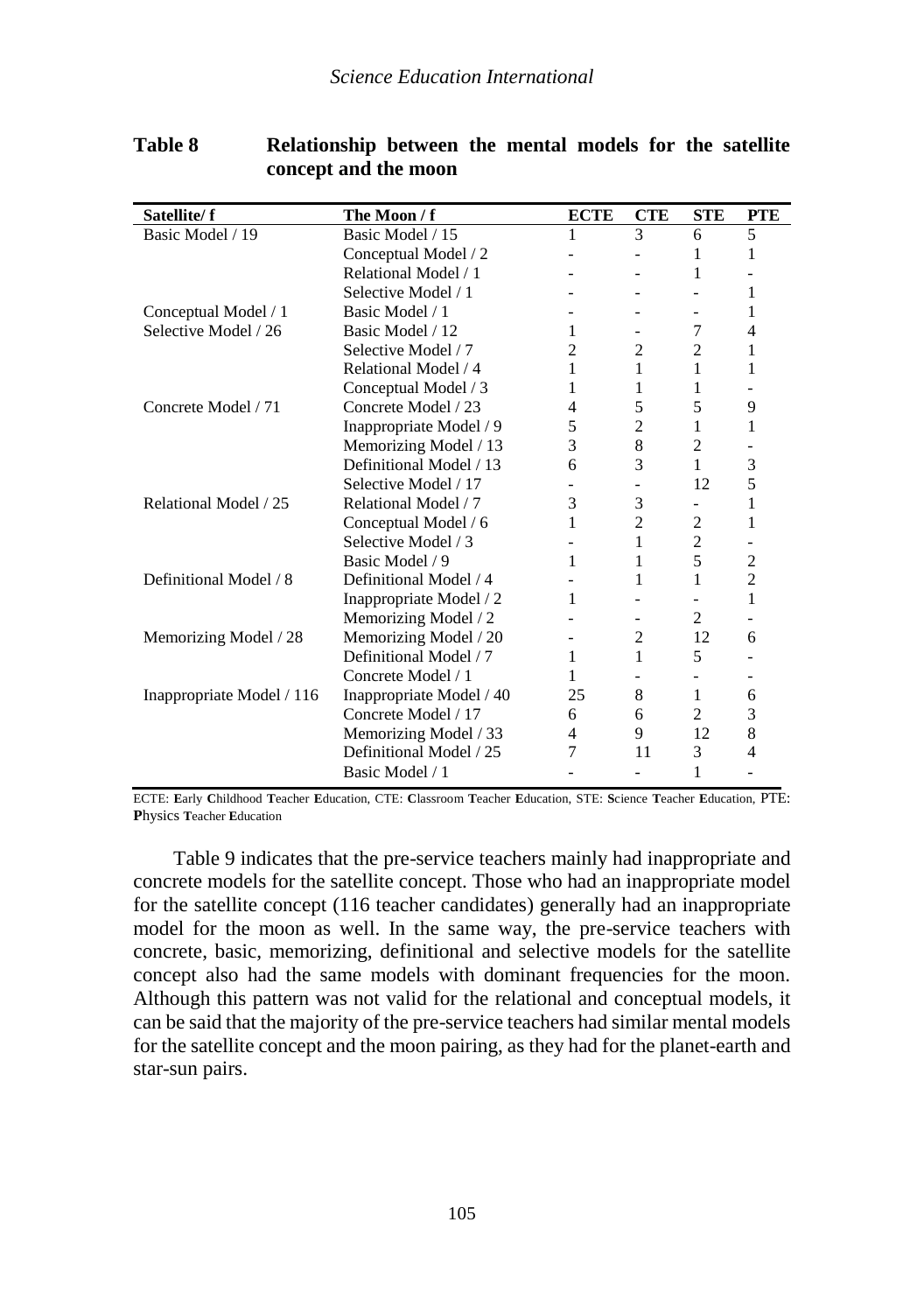**Table 8** **Relationship between the mental models for the satellite concept and the moon**

| Satellite/ f | The Moon / f | ECTE | CTE | STE | PTE |
|---|---|---|---|---|---|
| Basic Model / 19 | Basic Model / 15 | 1 | 3 | 6 | 5 |
| | Conceptual Model / 2 | - | - | 1 | 1 |
| | Relational Model / 1 | - | - | 1 | - |
| | Selective Model / 1 | - | - | - | 1 |
| Conceptual Model / 1 | Basic Model / 1 | - | - | - | 1 |
| Selective Model / 26 | Basic Model / 12 | 1 | - | 7 | 4 |
| | Selective Model / 7 | 2 | 2 | 2 | 1 |
| | Relational Model / 4 | 1 | 1 | 1 | 1 |
| | Conceptual Model / 3 | 1 | 1 | 1 | - |
| Concrete Model / 71 | Concrete Model / 23 | 4 | 5 | 5 | 9 |
| | Inappropriate Model / 9 | 5 | 2 | 1 | 1 |
| | Memorizing Model / 13 | 3 | 8 | 2 | - |
| | Definitional Model / 13 | 6 | 3 | 1 | 3 |
| | Selective Model / 17 | - | - | 12 | 5 |
| Relational Model / 25 | Relational Model / 7 | 3 | 3 | - | 1 |
| | Conceptual Model / 6 | 1 | 2 | 2 | 1 |
| | Selective Model / 3 | - | 1 | 2 | - |
| | Basic Model / 9 | 1 | 1 | 5 | 2 |
| Definitional Model / 8 | Definitional Model / 4 | - | 1 | 1 | 2 |
| | Inappropriate Model / 2 | 1 | - | - | 1 |
| | Memorizing Model / 2 | - | - | 2 | - |
| Memorizing Model / 28 | Memorizing Model / 20 | - | 2 | 12 | 6 |
| | Definitional Model / 7 | 1 | 1 | 5 | - |
| | Concrete Model / 1 | 1 | - | - | - |
| Inappropriate Model / 116 | Inappropriate Model / 40 | 25 | 8 | 1 | 6 |
| | Concrete Model / 17 | 6 | 6 | 2 | 3 |
| | Memorizing Model / 33 | 4 | 9 | 12 | 8 |
| | Definitional Model / 25 | 7 | 11 | 3 | 4 |
| | Basic Model / 1 | - | - | 1 | - |

ECTE: **E**arly **C**hildhood **T**eacher **E**ducation, CTE: **C**lassroom **T**eacher **E**ducation, STE: **S**cience **T**eacher **E**ducation, PTE: **P**hysics **T**eacher **E**ducation

Table 9 indicates that the pre-service teachers mainly had inappropriate and concrete models for the satellite concept. Those who had an inappropriate model for the satellite concept (116 teacher candidates) generally had an inappropriate model for the moon as well. In the same way, the pre-service teachers with concrete, basic, memorizing, definitional and selective models for the satellite concept also had the same models with dominant frequencies for the moon. Although this pattern was not valid for the relational and conceptual models, it can be said that the majority of the pre-service teachers had similar mental models for the satellite concept and the moon pairing, as they had for the planet-earth and star-sun pairs.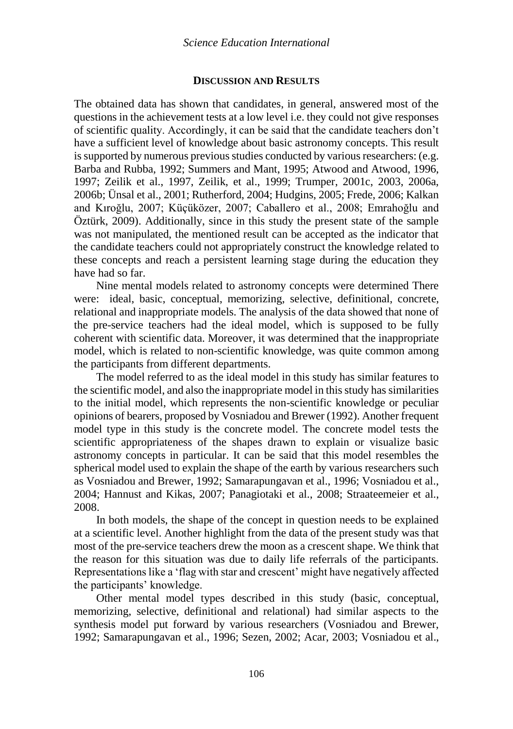## DISCUSSION AND RESULTS

The obtained data has shown that candidates, in general, answered most of the questions in the achievement tests at a low level i.e. they could not give responses of scientific quality. Accordingly, it can be said that the candidate teachers don't have a sufficient level of knowledge about basic astronomy concepts. This result is supported by numerous previous studies conducted by various researchers: (e.g. Barba and Rubba, 1992; Summers and Mant, 1995; Atwood and Atwood, 1996, 1997; Zeilik et al., 1997, Zeilik, et al., 1999; Trumper, 2001c, 2003, 2006a, 2006b; Ünsal et al., 2001; Rutherford, 2004; Hudgins, 2005; Frede, 2006; Kalkan and Kıroğlu, 2007; Küçüközer, 2007; Caballero et al., 2008; Emrahoğlu and Öztürk, 2009). Additionally, since in this study the present state of the sample was not manipulated, the mentioned result can be accepted as the indicator that the candidate teachers could not appropriately construct the knowledge related to these concepts and reach a persistent learning stage during the education they have had so far.

Nine mental models related to astronomy concepts were determined There were: ideal, basic, conceptual, memorizing, selective, definitional, concrete, relational and inappropriate models. The analysis of the data showed that none of the pre-service teachers had the ideal model, which is supposed to be fully coherent with scientific data. Moreover, it was determined that the inappropriate model, which is related to non-scientific knowledge, was quite common among the participants from different departments.

The model referred to as the ideal model in this study has similar features to the scientific model, and also the inappropriate model in this study has similarities to the initial model, which represents the non-scientific knowledge or peculiar opinions of bearers, proposed by Vosniadou and Brewer (1992). Another frequent model type in this study is the concrete model. The concrete model tests the scientific appropriateness of the shapes drawn to explain or visualize basic astronomy concepts in particular. It can be said that this model resembles the spherical model used to explain the shape of the earth by various researchers such as Vosniadou and Brewer, 1992; Samarapungavan et al., 1996; Vosniadou et al., 2004; Hannust and Kikas, 2007; Panagiotaki et al., 2008; Straateemeier et al., 2008.

In both models, the shape of the concept in question needs to be explained at a scientific level. Another highlight from the data of the present study was that most of the pre-service teachers drew the moon as a crescent shape. We think that the reason for this situation was due to daily life referrals of the participants. Representations like a 'flag with star and crescent' might have negatively affected the participants' knowledge.

Other mental model types described in this study (basic, conceptual, memorizing, selective, definitional and relational) had similar aspects to the synthesis model put forward by various researchers (Vosniadou and Brewer, 1992; Samarapungavan et al., 1996; Sezen, 2002; Acar, 2003; Vosniadou et al.,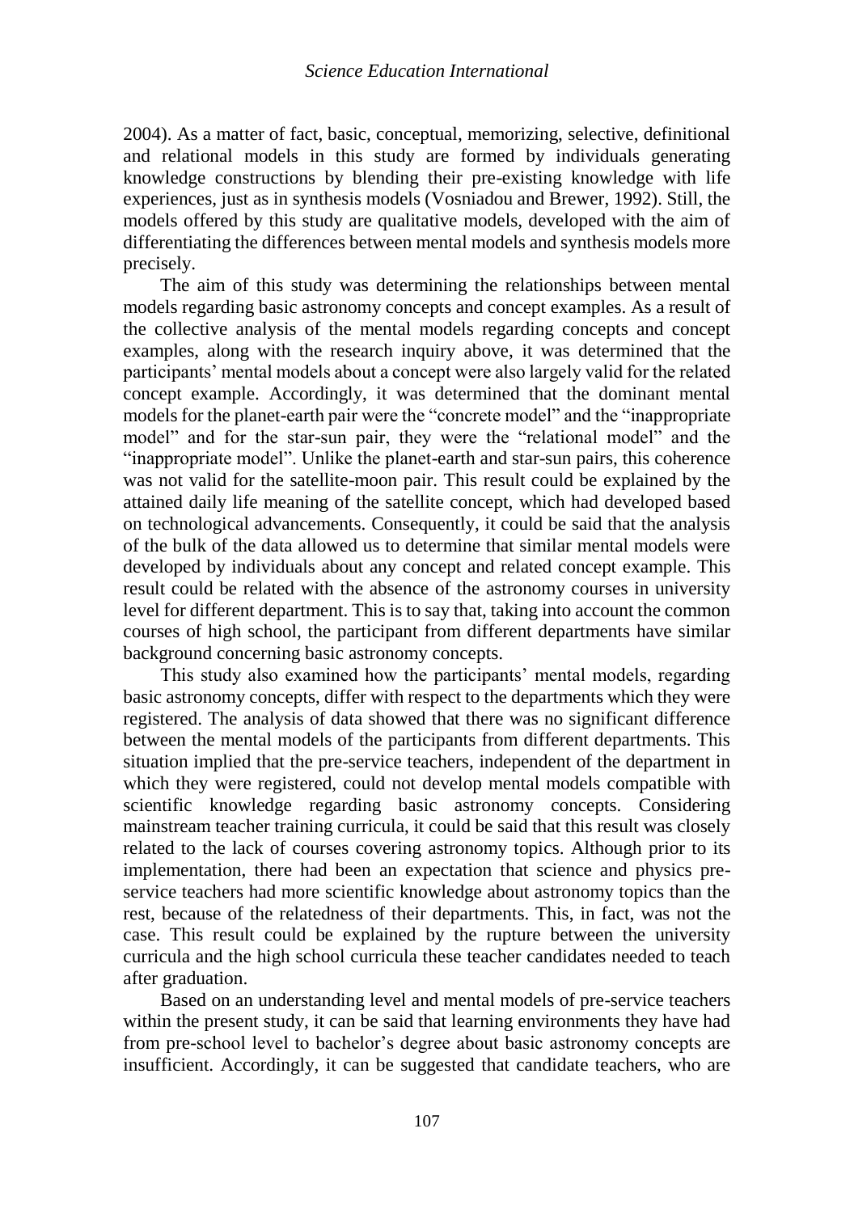2004). As a matter of fact, basic, conceptual, memorizing, selective, definitional and relational models in this study are formed by individuals generating knowledge constructions by blending their pre-existing knowledge with life experiences, just as in synthesis models (Vosniadou and Brewer, 1992). Still, the models offered by this study are qualitative models, developed with the aim of differentiating the differences between mental models and synthesis models more precisely.

The aim of this study was determining the relationships between mental models regarding basic astronomy concepts and concept examples. As a result of the collective analysis of the mental models regarding concepts and concept examples, along with the research inquiry above, it was determined that the participants' mental models about a concept were also largely valid for the related concept example. Accordingly, it was determined that the dominant mental models for the planet-earth pair were the "concrete model" and the "inappropriate model" and for the star-sun pair, they were the "relational model" and the "inappropriate model". Unlike the planet-earth and star-sun pairs, this coherence was not valid for the satellite-moon pair. This result could be explained by the attained daily life meaning of the satellite concept, which had developed based on technological advancements. Consequently, it could be said that the analysis of the bulk of the data allowed us to determine that similar mental models were developed by individuals about any concept and related concept example. This result could be related with the absence of the astronomy courses in university level for different department. This is to say that, taking into account the common courses of high school, the participant from different departments have similar background concerning basic astronomy concepts.

This study also examined how the participants' mental models, regarding basic astronomy concepts, differ with respect to the departments which they were registered. The analysis of data showed that there was no significant difference between the mental models of the participants from different departments. This situation implied that the pre-service teachers, independent of the department in which they were registered, could not develop mental models compatible with scientific knowledge regarding basic astronomy concepts. Considering mainstream teacher training curricula, it could be said that this result was closely related to the lack of courses covering astronomy topics. Although prior to its implementation, there had been an expectation that science and physics pre-service teachers had more scientific knowledge about astronomy topics than the rest, because of the relatedness of their departments. This, in fact, was not the case. This result could be explained by the rupture between the university curricula and the high school curricula these teacher candidates needed to teach after graduation.

Based on an understanding level and mental models of pre-service teachers within the present study, it can be said that learning environments they have had from pre-school level to bachelor's degree about basic astronomy concepts are insufficient. Accordingly, it can be suggested that candidate teachers, who are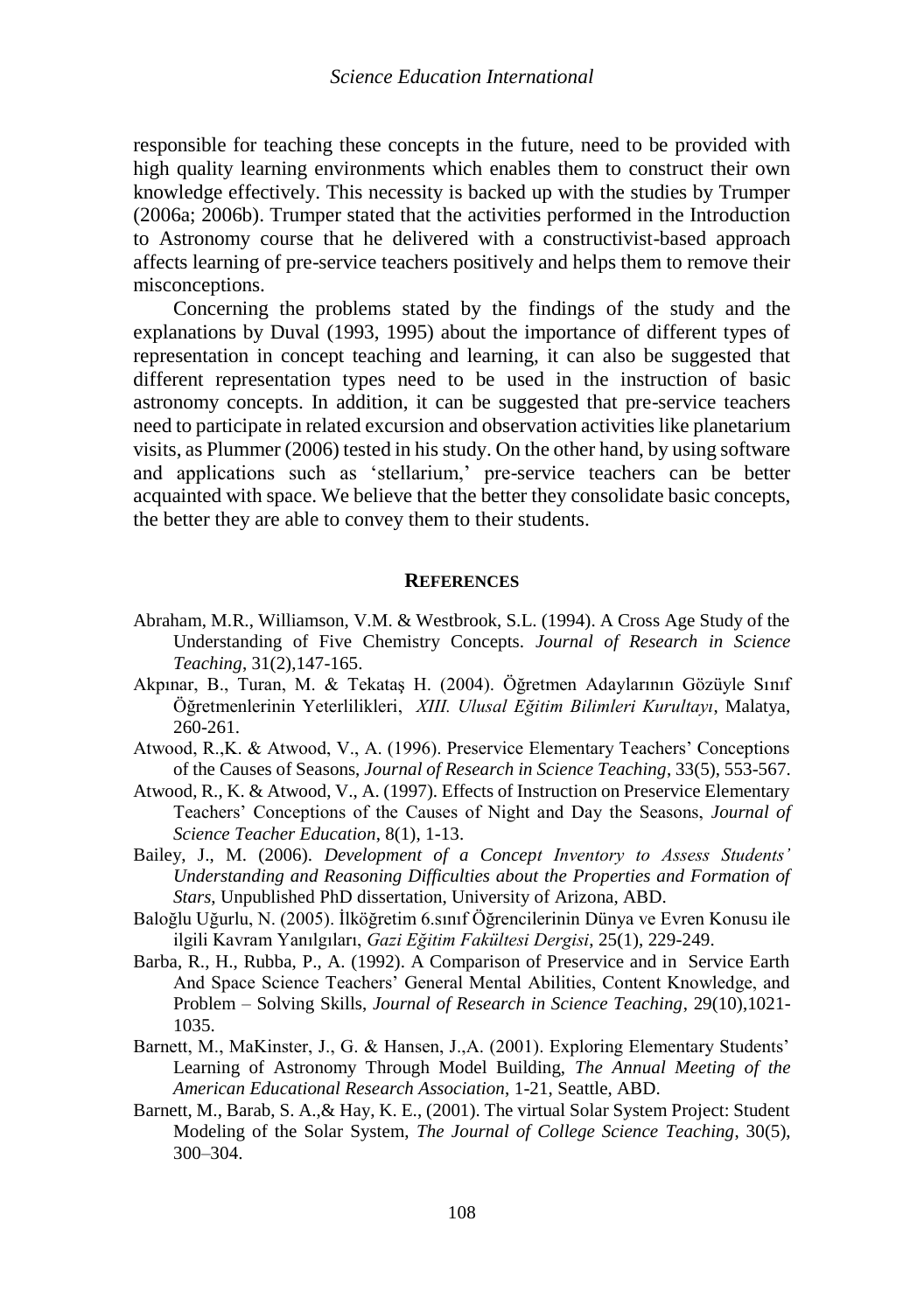responsible for teaching these concepts in the future, need to be provided with high quality learning environments which enables them to construct their own knowledge effectively. This necessity is backed up with the studies by Trumper (2006a; 2006b). Trumper stated that the activities performed in the Introduction to Astronomy course that he delivered with a constructivist-based approach affects learning of pre-service teachers positively and helps them to remove their misconceptions.

Concerning the problems stated by the findings of the study and the explanations by Duval (1993, 1995) about the importance of different types of representation in concept teaching and learning, it can also be suggested that different representation types need to be used in the instruction of basic astronomy concepts. In addition, it can be suggested that pre-service teachers need to participate in related excursion and observation activities like planetarium visits, as Plummer (2006) tested in his study. On the other hand, by using software and applications such as 'stellarium,' pre-service teachers can be better acquainted with space. We believe that the better they consolidate basic concepts, the better they are able to convey them to their students.

## REFERENCES

Abraham, M.R., Williamson, V.M. & Westbrook, S.L. (1994). A Cross Age Study of the Understanding of Five Chemistry Concepts. *Journal of Research in Science Teaching*, 31(2),147-165.

Akpınar, B., Turan, M. & Tekataş H. (2004). Öğretmen Adaylarının Gözüyle Sınıf Öğretmenlerinin Yeterlilikleri, *XIII. Ulusal Eğitim Bilimleri Kurultayı*, Malatya, 260-261.

Atwood, R.,K. & Atwood, V., A. (1996). Preservice Elementary Teachers' Conceptions of the Causes of Seasons, *Journal of Research in Science Teaching*, 33(5), 553-567.

Atwood, R., K. & Atwood, V., A. (1997). Effects of Instruction on Preservice Elementary Teachers' Conceptions of the Causes of Night and Day the Seasons, *Journal of Science Teacher Education*, 8(1), 1-13.

Bailey, J., M. (2006). *Development of a Concept Inventory to Assess Students' Understanding and Reasoning Difficulties about the Properties and Formation of Stars*, Unpublished PhD dissertation, University of Arizona, ABD.

Baloğlu Uğurlu, N. (2005). İlköğretim 6.sınıf Öğrencilerinin Dünya ve Evren Konusu ile ilgili Kavram Yanılgıları, *Gazi Eğitim Fakültesi Dergisi*, 25(1), 229-249.

Barba, R., H., Rubba, P., A. (1992). A Comparison of Preservice and in Service Earth And Space Science Teachers' General Mental Abilities, Content Knowledge, and Problem – Solving Skills, *Journal of Research in Science Teaching*, 29(10),1021-1035.

Barnett, M., MaKinster, J., G. & Hansen, J.,A. (2001). Exploring Elementary Students' Learning of Astronomy Through Model Building, *The Annual Meeting of the American Educational Research Association*, 1-21, Seattle, ABD.

Barnett, M., Barab, S. A.,& Hay, K. E., (2001). The virtual Solar System Project: Student Modeling of the Solar System, *The Journal of College Science Teaching*, 30(5), 300–304.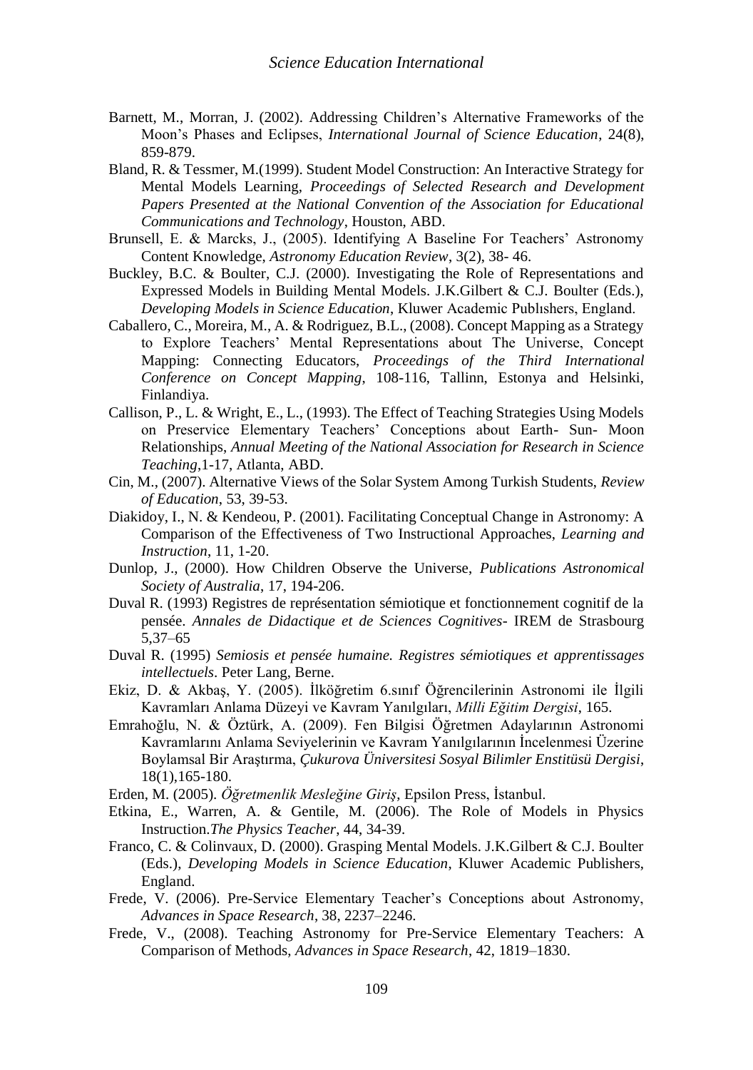Barnett, M., Morran, J. (2002). Addressing Children's Alternative Frameworks of the Moon's Phases and Eclipses, *International Journal of Science Education*, 24(8), 859-879.

Bland, R. & Tessmer, M.(1999). Student Model Construction: An Interactive Strategy for Mental Models Learning, *Proceedings of Selected Research and Development Papers Presented at the National Convention of the Association for Educational Communications and Technology*, Houston, ABD.

Brunsell, E. & Marcks, J., (2005). Identifying A Baseline For Teachers' Astronomy Content Knowledge, *Astronomy Education Review*, 3(2), 38- 46.

Buckley, B.C. & Boulter, C.J. (2000). Investigating the Role of Representations and Expressed Models in Building Mental Models. J.K.Gilbert & C.J. Boulter (Eds.), *Developing Models in Science Education*, Kluwer Academic Publıshers, England.

Caballero, C., Moreira, M., A. & Rodriguez, B.L., (2008). Concept Mapping as a Strategy to Explore Teachers' Mental Representations about The Universe, Concept Mapping: Connecting Educators, *Proceedings of the Third International Conference on Concept Mapping*, 108-116, Tallinn, Estonya and Helsinki, Finlandiya.

Callison, P., L. & Wright, E., L., (1993). The Effect of Teaching Strategies Using Models on Preservice Elementary Teachers' Conceptions about Earth- Sun- Moon Relationships, *Annual Meeting of the National Association for Research in Science Teaching*,1-17, Atlanta, ABD.

Cin, M., (2007). Alternative Views of the Solar System Among Turkish Students, *Review of Education*, 53, 39-53.

Diakidoy, I., N. & Kendeou, P. (2001). Facilitating Conceptual Change in Astronomy: A Comparison of the Effectiveness of Two Instructional Approaches, *Learning and Instruction*, 11, 1-20.

Dunlop, J., (2000). How Children Observe the Universe, *Publications Astronomical Society of Australia*, 17, 194-206.

Duval R. (1993) Registres de représentation sémiotique et fonctionnement cognitif de la pensée. *Annales de Didactique et de Sciences Cognitives*- IREM de Strasbourg 5,37–65

Duval R. (1995) *Semiosis et pensée humaine. Registres sémiotiques et apprentissages intellectuels*. Peter Lang, Berne.

Ekiz, D. & Akbaş, Y. (2005). İlköğretim 6.sınıf Öğrencilerinin Astronomi ile İlgili Kavramları Anlama Düzeyi ve Kavram Yanılgıları, *Milli Eğitim Dergisi*, 165.

Emrahoğlu, N. & Öztürk, A. (2009). Fen Bilgisi Öğretmen Adaylarının Astronomi Kavramlarını Anlama Seviyelerinin ve Kavram Yanılgılarının İncelenmesi Üzerine Boylamsal Bir Araştırma, *Çukurova Üniversitesi Sosyal Bilimler Enstitüsü Dergisi*, 18(1),165-180.

Erden, M. (2005). *Öğretmenlik Mesleğine Giriş*, Epsilon Press, İstanbul.

Etkina, E., Warren, A. & Gentile, M. (2006). The Role of Models in Physics Instruction.*The Physics Teacher*, 44, 34-39.

Franco, C. & Colinvaux, D. (2000). Grasping Mental Models. J.K.Gilbert & C.J. Boulter (Eds.), *Developing Models in Science Education*, Kluwer Academic Publishers, England.

Frede, V. (2006). Pre-Service Elementary Teacher's Conceptions about Astronomy, *Advances in Space Research*, 38, 2237–2246.

Frede, V., (2008). Teaching Astronomy for Pre-Service Elementary Teachers: A Comparison of Methods, *Advances in Space Research*, 42, 1819–1830.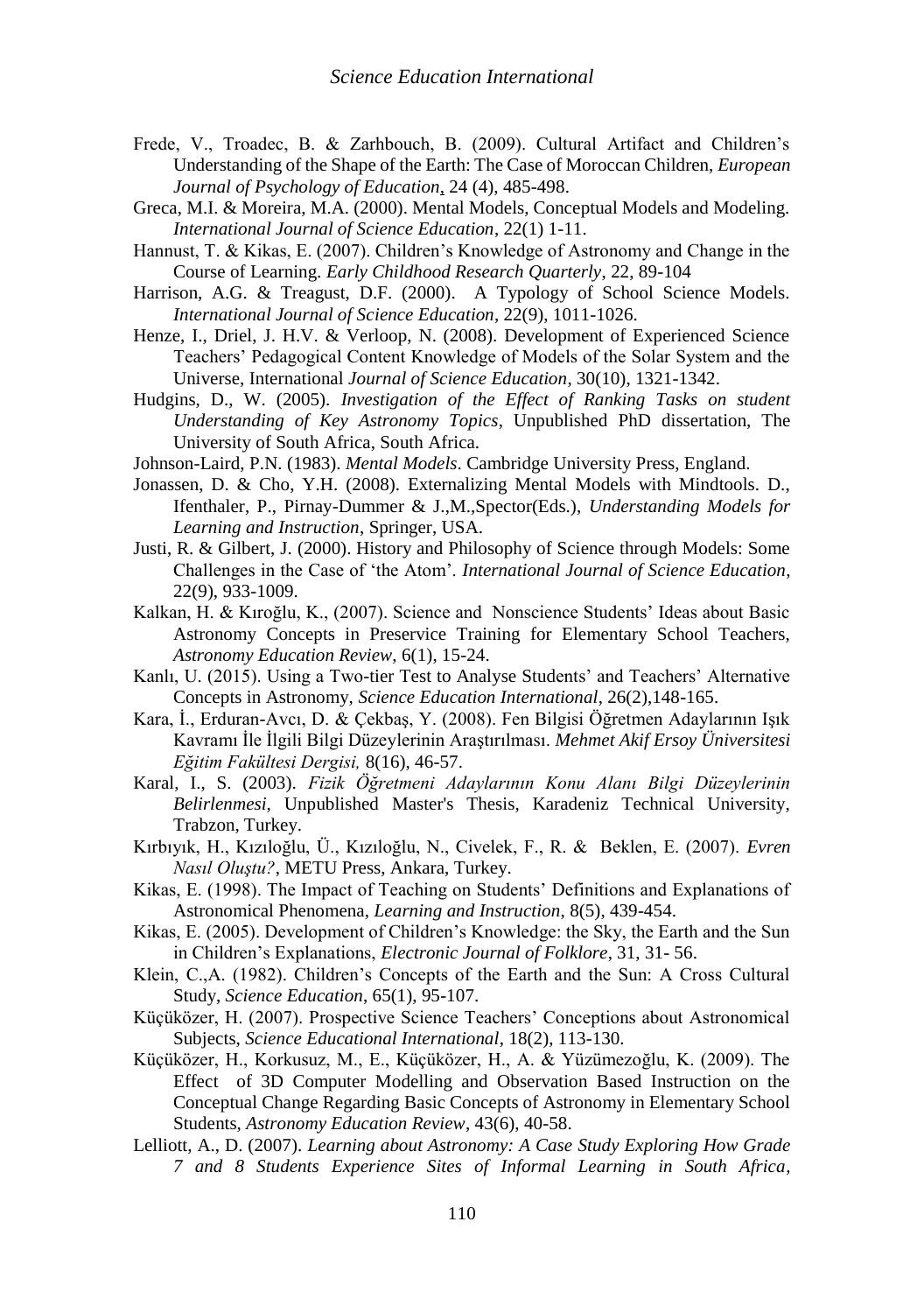Frede, V., Troadec, B. & Zarhbouch, B. (2009). Cultural Artifact and Children's Understanding of the Shape of the Earth: The Case of Moroccan Children, *European Journal of Psychology of Education*, 24 (4), 485-498.

Greca, M.I. & Moreira, M.A. (2000). Mental Models, Conceptual Models and Modeling. *International Journal of Science Education*, 22(1) 1-11.

Hannust, T. & Kikas, E. (2007). Children's Knowledge of Astronomy and Change in the Course of Learning. *Early Childhood Research Quarterly*, 22, 89-104

Harrison, A.G. & Treagust, D.F. (2000). A Typology of School Science Models. *International Journal of Science Education*, 22(9), 1011-1026.

Henze, I., Driel, J. H.V. & Verloop, N. (2008). Development of Experienced Science Teachers' Pedagogical Content Knowledge of Models of the Solar System and the Universe, International *Journal of Science Education*, 30(10), 1321-1342.

Hudgins, D., W. (2005). *Investigation of the Effect of Ranking Tasks on student Understanding of Key Astronomy Topics*, Unpublished PhD dissertation, The University of South Africa, South Africa.

Johnson-Laird, P.N. (1983). *Mental Models*. Cambridge University Press, England.

Jonassen, D. & Cho, Y.H. (2008). Externalizing Mental Models with Mindtools. D., Ifenthaler, P., Pirnay-Dummer & J.,M.,Spector(Eds.), *Understanding Models for Learning and Instruction*, Springer, USA.

Justi, R. & Gilbert, J. (2000). History and Philosophy of Science through Models: Some Challenges in the Case of 'the Atom'. *International Journal of Science Education*, 22(9), 933-1009.

Kalkan, H. & Kıroğlu, K., (2007). Science and Nonscience Students' Ideas about Basic Astronomy Concepts in Preservice Training for Elementary School Teachers, *Astronomy Education Review*, 6(1), 15-24.

Kanlı, U. (2015). Using a Two-tier Test to Analyse Students' and Teachers' Alternative Concepts in Astronomy, *Science Education International*, 26(2),148-165.

Kara, İ., Erduran-Avcı, D. & Çekbaş, Y. (2008). Fen Bilgisi Öğretmen Adaylarının Işık Kavramı İle İlgili Bilgi Düzeylerinin Araştırılması. *Mehmet Akif Ersoy Üniversitesi Eğitim Fakültesi Dergisi,* 8(16), 46-57.

Karal, I., S. (2003). *Fizik Öğretmeni Adaylarının Konu Alanı Bilgi Düzeylerinin Belirlenmesi*, Unpublished Master's Thesis, Karadeniz Technical University, Trabzon, Turkey.

Kırbıyık, H., Kızıloğlu, Ü., Kızıloğlu, N., Civelek, F., R. & Beklen, E. (2007). *Evren Nasıl Oluştu?*, METU Press, Ankara, Turkey.

Kikas, E. (1998). The Impact of Teaching on Students' Definitions and Explanations of Astronomical Phenomena, *Learning and Instruction*, 8(5), 439-454.

Kikas, E. (2005). Development of Children's Knowledge: the Sky, the Earth and the Sun in Children's Explanations, *Electronic Journal of Folklore*, 31, 31- 56.

Klein, C.,A. (1982). Children's Concepts of the Earth and the Sun: A Cross Cultural Study, *Science Education*, 65(1), 95-107.

Küçüközer, H. (2007). Prospective Science Teachers' Conceptions about Astronomical Subjects, *Science Educational International*, 18(2), 113-130.

Küçüközer, H., Korkusuz, M., E., Küçüközer, H., A. & Yüzümezoğlu, K. (2009). The Effect of 3D Computer Modelling and Observation Based Instruction on the Conceptual Change Regarding Basic Concepts of Astronomy in Elementary School Students, *Astronomy Education Review*, 43(6), 40-58.

Lelliott, A., D. (2007). *Learning about Astronomy: A Case Study Exploring How Grade 7 and 8 Students Experience Sites of Informal Learning in South Africa*,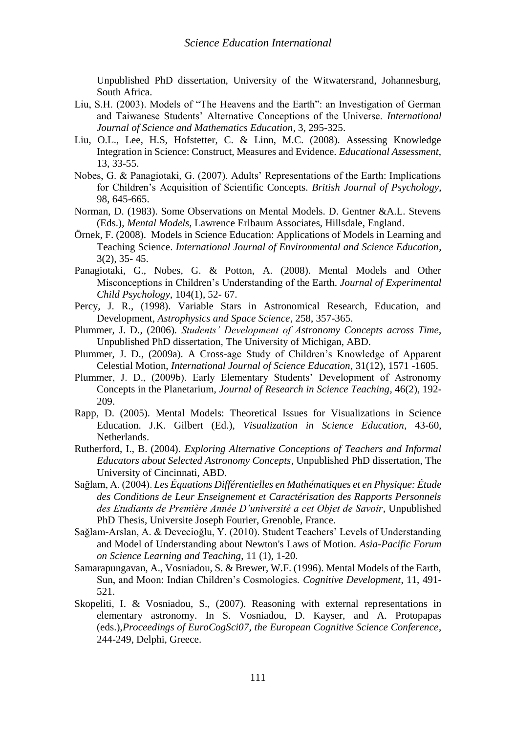Unpublished PhD dissertation, University of the Witwatersrand, Johannesburg, South Africa.

Liu, S.H. (2003). Models of "The Heavens and the Earth": an Investigation of German and Taiwanese Students' Alternative Conceptions of the Universe. *International Journal of Science and Mathematics Education*, 3, 295-325.

Liu, O.L., Lee, H.S, Hofstetter, C. & Linn, M.C. (2008). Assessing Knowledge Integration in Science: Construct, Measures and Evidence. *Educational Assessment*, 13, 33-55.

Nobes, G. & Panagiotaki, G. (2007). Adults' Representations of the Earth: Implications for Children's Acquisition of Scientific Concepts. *British Journal of Psychology*, 98, 645-665.

Norman, D. (1983). Some Observations on Mental Models. D. Gentner &A.L. Stevens (Eds.), *Mental Models*, Lawrence Erlbaum Associates, Hillsdale, England.

Örnek, F. (2008). Models in Science Education: Applications of Models in Learning and Teaching Science. *International Journal of Environmental and Science Education*, 3(2), 35- 45.

Panagiotaki, G., Nobes, G. & Potton, A. (2008). Mental Models and Other Misconceptions in Children's Understanding of the Earth. *Journal of Experimental Child Psychology*, 104(1), 52- 67.

Percy, J. R., (1998). Variable Stars in Astronomical Research, Education, and Development, *Astrophysics and Space Science*, 258, 357-365.

Plummer, J. D., (2006). *Students' Development of Astronomy Concepts across Time*, Unpublished PhD dissertation, The University of Michigan, ABD.

Plummer, J. D., (2009a). A Cross-age Study of Children's Knowledge of Apparent Celestial Motion, *International Journal of Science Education*, 31(12), 1571 -1605.

Plummer, J. D., (2009b). Early Elementary Students' Development of Astronomy Concepts in the Planetarium, *Journal of Research in Science Teaching*, 46(2), 192-209.

Rapp, D. (2005). Mental Models: Theoretical Issues for Visualizations in Science Education. J.K. Gilbert (Ed.), *Visualization in Science Education*, 43-60, Netherlands.

Rutherford, I., B. (2004). *Exploring Alternative Conceptions of Teachers and Informal Educators about Selected Astronomy Concepts*, Unpublished PhD dissertation, The University of Cincinnati, ABD.

Sağlam, A. (2004). *Les Équations Différentielles en Mathématiques et en Physique: Étude des Conditions de Leur Enseignement et Caractérisation des Rapports Personnels des Etudiants de Première Année D'université a cet Objet de Savoir*, Unpublished PhD Thesis, Universite Joseph Fourier, Grenoble, France.

Sağlam-Arslan, A. & Devecioğlu, Y. (2010). Student Teachers' Levels of Understanding and Model of Understanding about Newton's Laws of Motion. *Asia-Pacific Forum on Science Learning and Teaching*, 11 (1), 1-20.

Samarapungavan, A., Vosniadou, S. & Brewer, W.F. (1996). Mental Models of the Earth, Sun, and Moon: Indian Children's Cosmologies. *Cognitive Development*, 11, 491-521.

Skopeliti, I. & Vosniadou, S., (2007). Reasoning with external representations in elementary astronomy. In S. Vosniadou, D. Kayser, and A. Protopapas (eds.),*Proceedings of EuroCogSci07, the European Cognitive Science Conference*, 244-249, Delphi, Greece.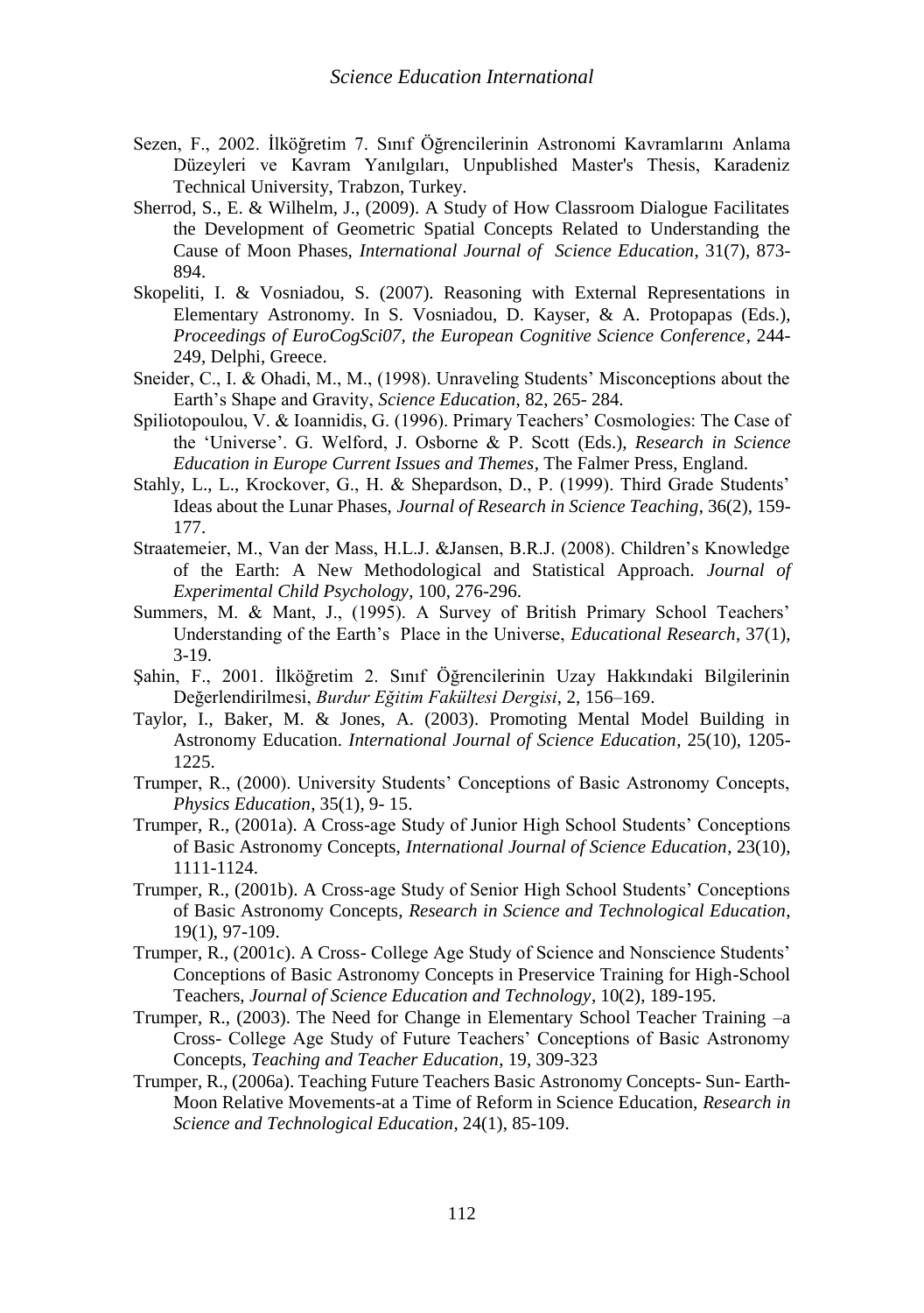Sezen, F., 2002. İlköğretim 7. Sınıf Öğrencilerinin Astronomi Kavramlarını Anlama Düzeyleri ve Kavram Yanılgıları, Unpublished Master's Thesis, Karadeniz Technical University, Trabzon, Turkey.

Sherrod, S., E. & Wilhelm, J., (2009). A Study of How Classroom Dialogue Facilitates the Development of Geometric Spatial Concepts Related to Understanding the Cause of Moon Phases, *International Journal of Science Education*, 31(7), 873-894.

Skopeliti, I. & Vosniadou, S. (2007). Reasoning with External Representations in Elementary Astronomy. In S. Vosniadou, D. Kayser, & A. Protopapas (Eds.), *Proceedings of EuroCogSci07, the European Cognitive Science Conference*, 244-249, Delphi, Greece.

Sneider, C., I. & Ohadi, M., M., (1998). Unraveling Students' Misconceptions about the Earth's Shape and Gravity, *Science Education*, 82, 265- 284.

Spiliotopoulou, V. & Ioannidis, G. (1996). Primary Teachers' Cosmologies: The Case of the 'Universe'. G. Welford, J. Osborne & P. Scott (Eds.), *Research in Science Education in Europe Current Issues and Themes*, The Falmer Press, England.

Stahly, L., L., Krockover, G., H. & Shepardson, D., P. (1999). Third Grade Students' Ideas about the Lunar Phases, *Journal of Research in Science Teaching*, 36(2), 159-177.

Straatemeier, M., Van der Mass, H.L.J. &Jansen, B.R.J. (2008). Children's Knowledge of the Earth: A New Methodological and Statistical Approach. *Journal of Experimental Child Psychology*, 100, 276-296.

Summers, M. & Mant, J., (1995). A Survey of British Primary School Teachers' Understanding of the Earth's Place in the Universe, *Educational Research*, 37(1), 3-19.

Şahin, F., 2001. İlköğretim 2. Sınıf Öğrencilerinin Uzay Hakkındaki Bilgilerinin Değerlendirilmesi, *Burdur Eğitim Fakültesi Dergisi*, 2, 156–169.

Taylor, I., Baker, M. & Jones, A. (2003). Promoting Mental Model Building in Astronomy Education. *International Journal of Science Education*, 25(10), 1205-1225.

Trumper, R., (2000). University Students' Conceptions of Basic Astronomy Concepts, *Physics Education*, 35(1), 9- 15.

Trumper, R., (2001a). A Cross-age Study of Junior High School Students' Conceptions of Basic Astronomy Concepts, *International Journal of Science Education*, 23(10), 1111-1124.

Trumper, R., (2001b). A Cross-age Study of Senior High School Students' Conceptions of Basic Astronomy Concepts, *Research in Science and Technological Education*, 19(1), 97-109.

Trumper, R., (2001c). A Cross- College Age Study of Science and Nonscience Students' Conceptions of Basic Astronomy Concepts in Preservice Training for High-School Teachers, *Journal of Science Education and Technology*, 10(2), 189-195.

Trumper, R., (2003). The Need for Change in Elementary School Teacher Training –a Cross- College Age Study of Future Teachers' Conceptions of Basic Astronomy Concepts, *Teaching and Teacher Education*, 19, 309-323

Trumper, R., (2006a). Teaching Future Teachers Basic Astronomy Concepts- Sun- Earth-Moon Relative Movements-at a Time of Reform in Science Education, *Research in Science and Technological Education*, 24(1), 85-109.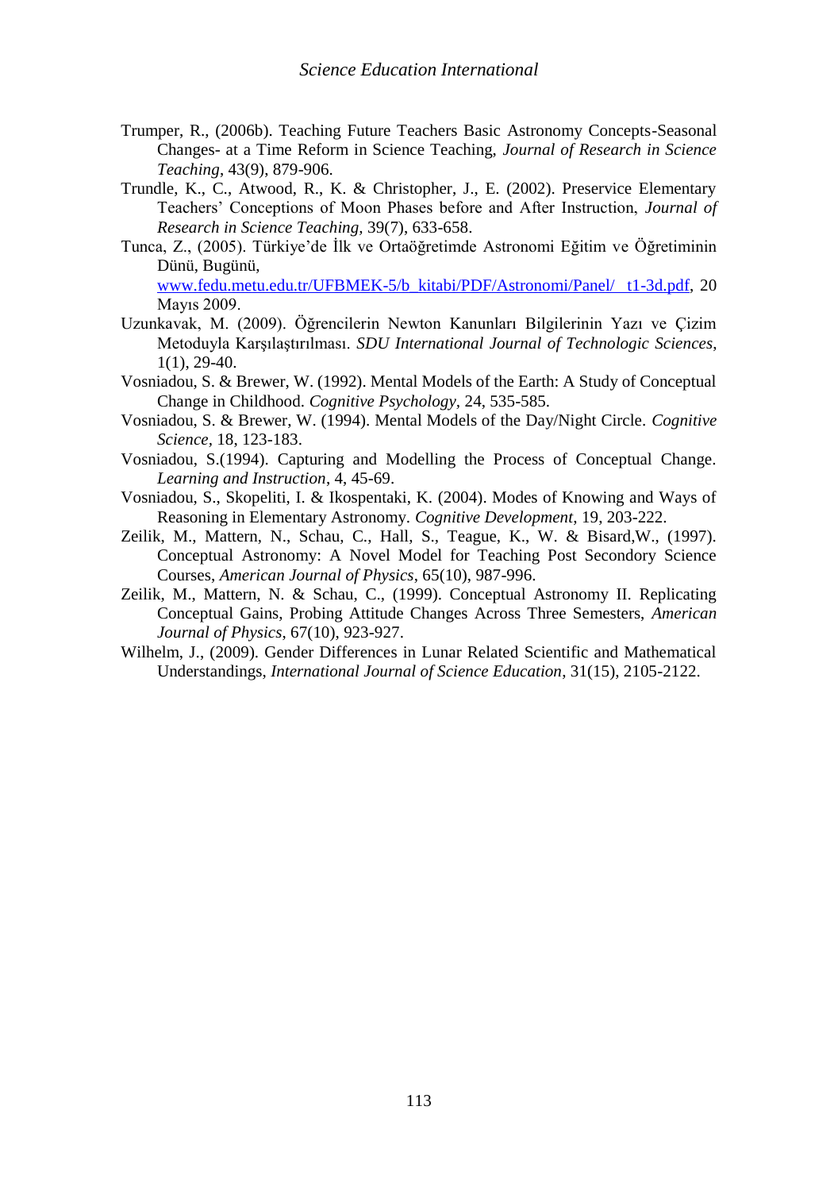Trumper, R., (2006b). Teaching Future Teachers Basic Astronomy Concepts-Seasonal Changes- at a Time Reform in Science Teaching, *Journal of Research in Science Teaching*, 43(9), 879-906.

Trundle, K., C., Atwood, R., K. & Christopher, J., E. (2002). Preservice Elementary Teachers' Conceptions of Moon Phases before and After Instruction, *Journal of Research in Science Teaching,* 39(7), 633-658.

Tunca, Z., (2005). Türkiye'de İlk ve Ortaöğretimde Astronomi Eğitim ve Öğretiminin Dünü, Bugünü, www.fedu.metu.edu.tr/UFBMEK-5/b_kitabi/PDF/Astronomi/Panel/ t1-3d.pdf, 20 Mayıs 2009.

Uzunkavak, M. (2009). Öğrencilerin Newton Kanunları Bilgilerinin Yazı ve Çizim Metoduyla Karşılaştırılması. *SDU International Journal of Technologic Sciences*, 1(1), 29-40.

Vosniadou, S. & Brewer, W. (1992). Mental Models of the Earth: A Study of Conceptual Change in Childhood. *Cognitive Psychology*, 24, 535-585.

Vosniadou, S. & Brewer, W. (1994). Mental Models of the Day/Night Circle. *Cognitive Science*, 18, 123-183.

Vosniadou, S.(1994). Capturing and Modelling the Process of Conceptual Change. *Learning and Instruction*, 4, 45-69.

Vosniadou, S., Skopeliti, I. & Ikospentaki, K. (2004). Modes of Knowing and Ways of Reasoning in Elementary Astronomy. *Cognitive Development*, 19, 203-222.

Zeilik, M., Mattern, N., Schau, C., Hall, S., Teague, K., W. & Bisard,W., (1997). Conceptual Astronomy: A Novel Model for Teaching Post Secondory Science Courses, *American Journal of Physics*, 65(10), 987-996.

Zeilik, M., Mattern, N. & Schau, C., (1999). Conceptual Astronomy II. Replicating Conceptual Gains, Probing Attitude Changes Across Three Semesters, *American Journal of Physics*, 67(10), 923-927.

Wilhelm, J., (2009). Gender Differences in Lunar Related Scientific and Mathematical Understandings, *International Journal of Science Education*, 31(15), 2105-2122.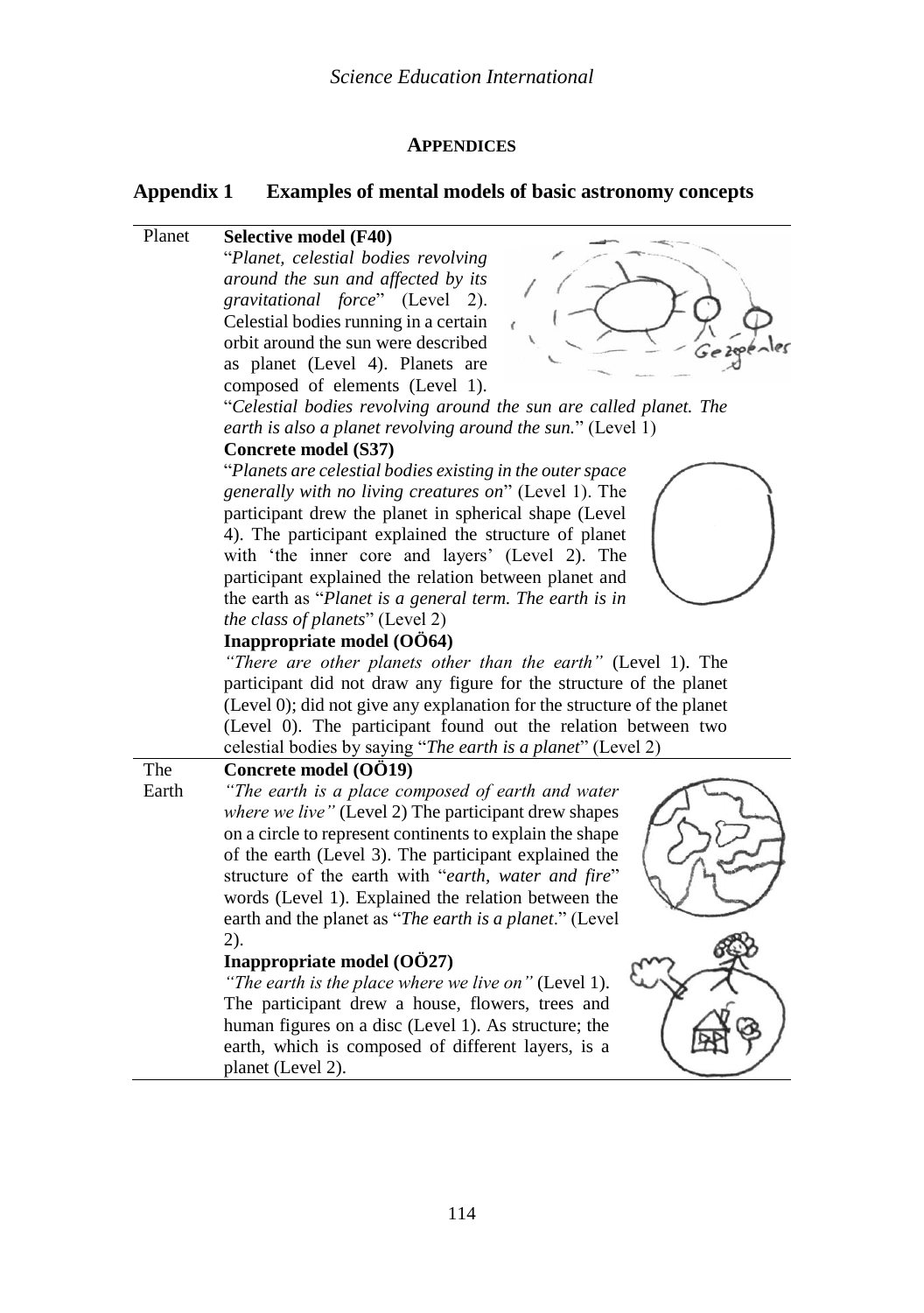# **APPENDICES**

## Appendix 1 Examples of mental models of basic astronomy concepts

| | |
|---|---|
| Planet | **Selective model (F40)**<br>"*Planet, celestial bodies revolving around the sun and affected by its gravitational force*" (Level 2). Celestial bodies running in a certain orbit around the sun were described as planet (Level 4). Planets are composed of elements (Level 1).<br>"*Celestial bodies revolving around the sun are called planet. The earth is also a planet revolving around the sun.*" (Level 1)<br>**Concrete model (S37)**<br>"*Planets are celestial bodies existing in the outer space generally with no living creatures on*" (Level 1). The participant drew the planet in spherical shape (Level 4). The participant explained the structure of planet with 'the inner core and layers' (Level 2). The participant explained the relation between planet and the earth as "*Planet is a general term. The earth is in the class of planets*" (Level 2)<br>**Inappropriate model (OÖ64)**<br>*"There are other planets other than the earth"* (Level 1). The participant did not draw any figure for the structure of the planet (Level 0); did not give any explanation for the structure of the planet (Level 0). The participant found out the relation between two celestial bodies by saying "*The earth is a planet*" (Level 2) |
| The Earth | **Concrete model (OÖ19)**<br>*"The earth is a place composed of earth and water where we live"* (Level 2) The participant drew shapes on a circle to represent continents to explain the shape of the earth (Level 3). The participant explained the structure of the earth with "*earth, water and fire*" words (Level 1). Explained the relation between the earth and the planet as "*The earth is a planet*." (Level 2).<br>**Inappropriate model (OÖ27)**<br>*"The earth is the place where we live on"* (Level 1). The participant drew a house, flowers, trees and human figures on a disc (Level 1). As structure; the earth, which is composed of different layers, is a planet (Level 2). |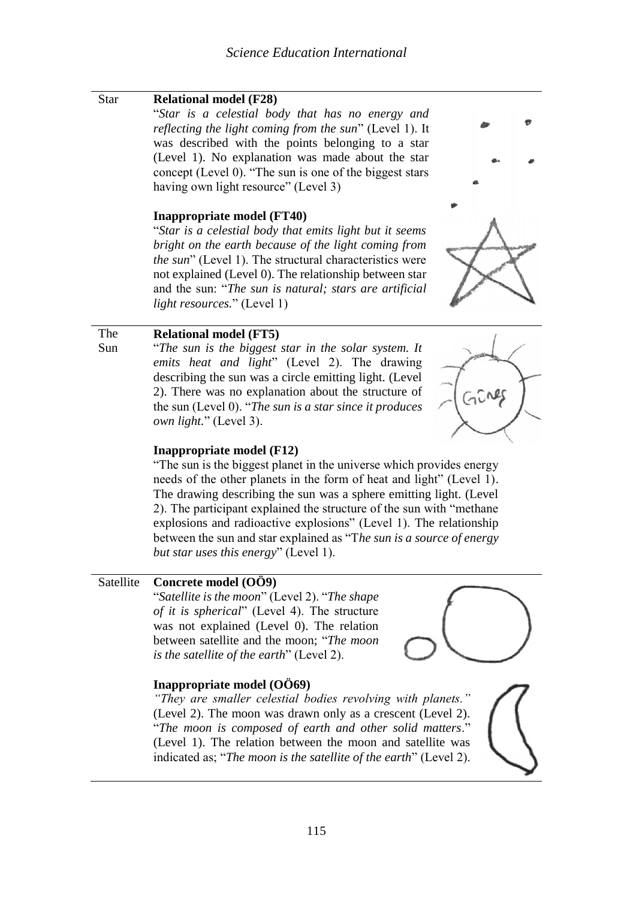| | |
|---|---|
| Star | **Relational model (F28)**<br>"*Star is a celestial body that has no energy and reflecting the light coming from the sun*" (Level 1). It was described with the points belonging to a star (Level 1). No explanation was made about the star concept (Level 0). "The sun is one of the biggest stars having own light resource" (Level 3)<br><br>**Inappropriate model (FT40)**<br>"*Star is a celestial body that emits light but it seems bright on the earth because of the light coming from the sun*" (Level 1). The structural characteristics were not explained (Level 0). The relationship between star and the sun: "*The sun is natural; stars are artificial light resources.*" (Level 1) |
| The Sun | **Relational model (FT5)**<br>"*The sun is the biggest star in the solar system. It emits heat and light*" (Level 2). The drawing describing the sun was a circle emitting light. (Level 2). There was no explanation about the structure of the sun (Level 0). "*The sun is a star since it produces own light.*" (Level 3).<br><br>**Inappropriate model (F12)**<br>"The sun is the biggest planet in the universe which provides energy needs of the other planets in the form of heat and light" (Level 1). The drawing describing the sun was a sphere emitting light. (Level 2). The participant explained the structure of the sun with "methane explosions and radioactive explosions" (Level 1). The relationship between the sun and star explained as "T*he sun is a source of energy but star uses this energy*" (Level 1). |
| Satellite | **Concrete model (OÖ9)**<br>"*Satellite is the moon*" (Level 2). "*The shape of it is spherical*" (Level 4). The structure was not explained (Level 0). The relation between satellite and the moon; "*The moon is the satellite of the earth*" (Level 2).<br><br>**Inappropriate model (OÖ69)**<br>*"They are smaller celestial bodies revolving with planets."* (Level 2). The moon was drawn only as a crescent (Level 2). "*The moon is composed of earth and other solid matters*." (Level 1). The relation between the moon and satellite was indicated as; "*The moon is the satellite of the earth*" (Level 2). |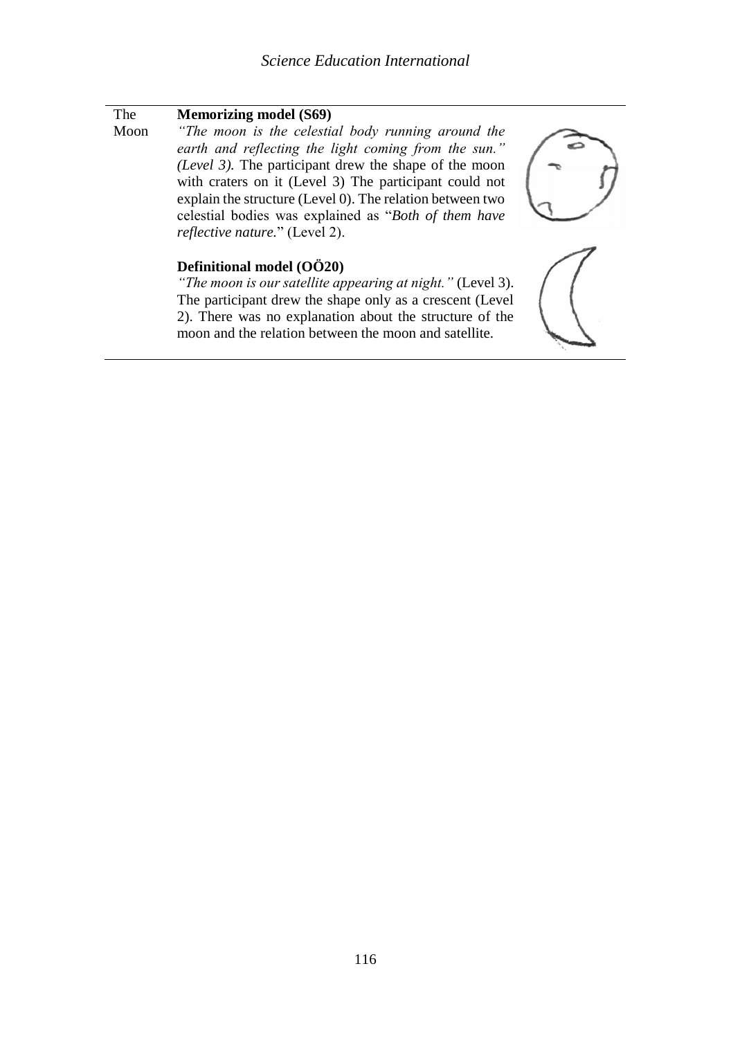| | |
|---|---|
| The Moon | **Memorizing model (S69)**<br>*"The moon is the celestial body running around the earth and reflecting the light coming from the sun." (Level 3).* The participant drew the shape of the moon with craters on it (Level 3) The participant could not explain the structure (Level 0). The relation between two celestial bodies was explained as "*Both of them have reflective nature.*" (Level 2).<br><br>**Definitional model (OÖ20)**<br>*"The moon is our satellite appearing at night."* (Level 3). The participant drew the shape only as a crescent (Level 2). There was no explanation about the structure of the moon and the relation between the moon and satellite. |